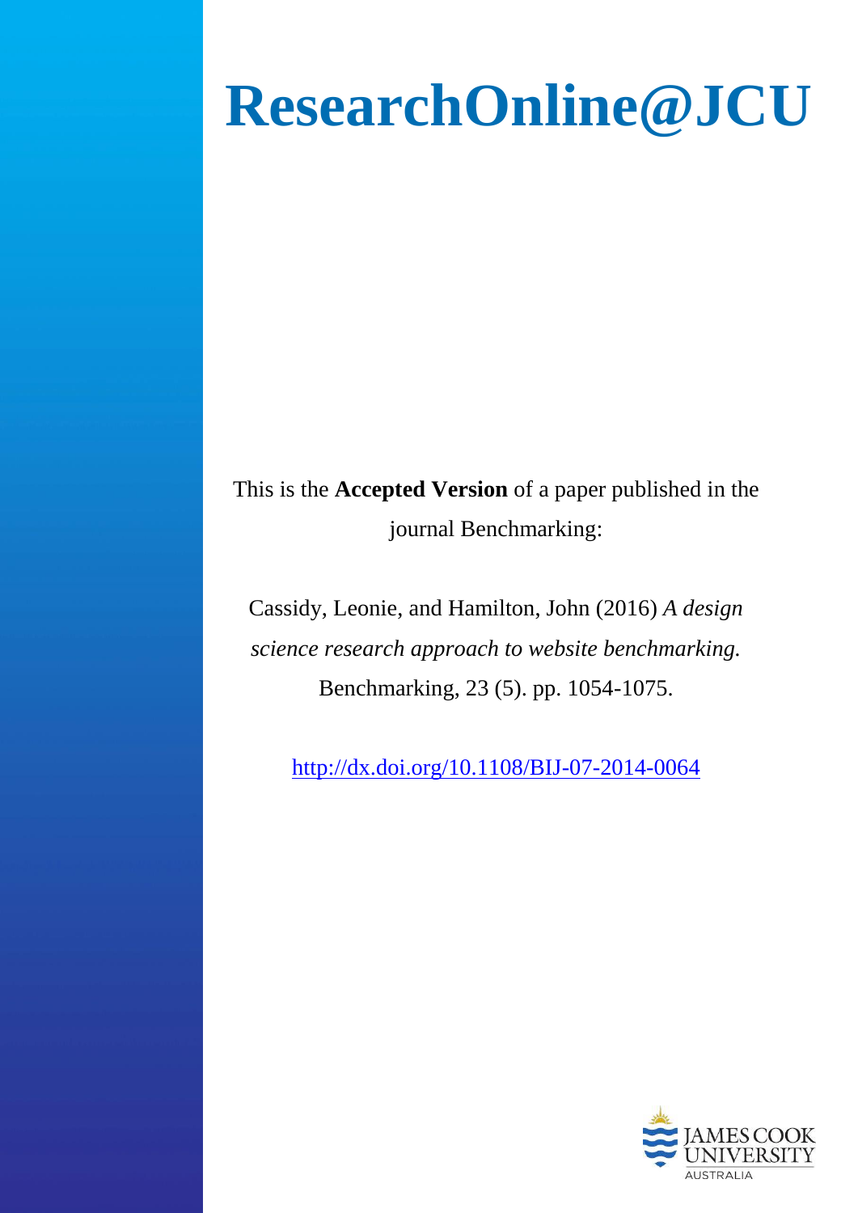# ResearchOnline@JCU

This is the **Accepted Version** of a paper published in the journal Benchmarking:

Cassidy, Leonie, and Hamilton, John (2016) *A design science research approach to website benchmarking.* Benchmarking, 23 (5). pp. 1054-1075.

http://dx.doi.org/10.1108/BIJ-07-2014-0064

JAMES COOK UNIVERSITY
AUSTRALIA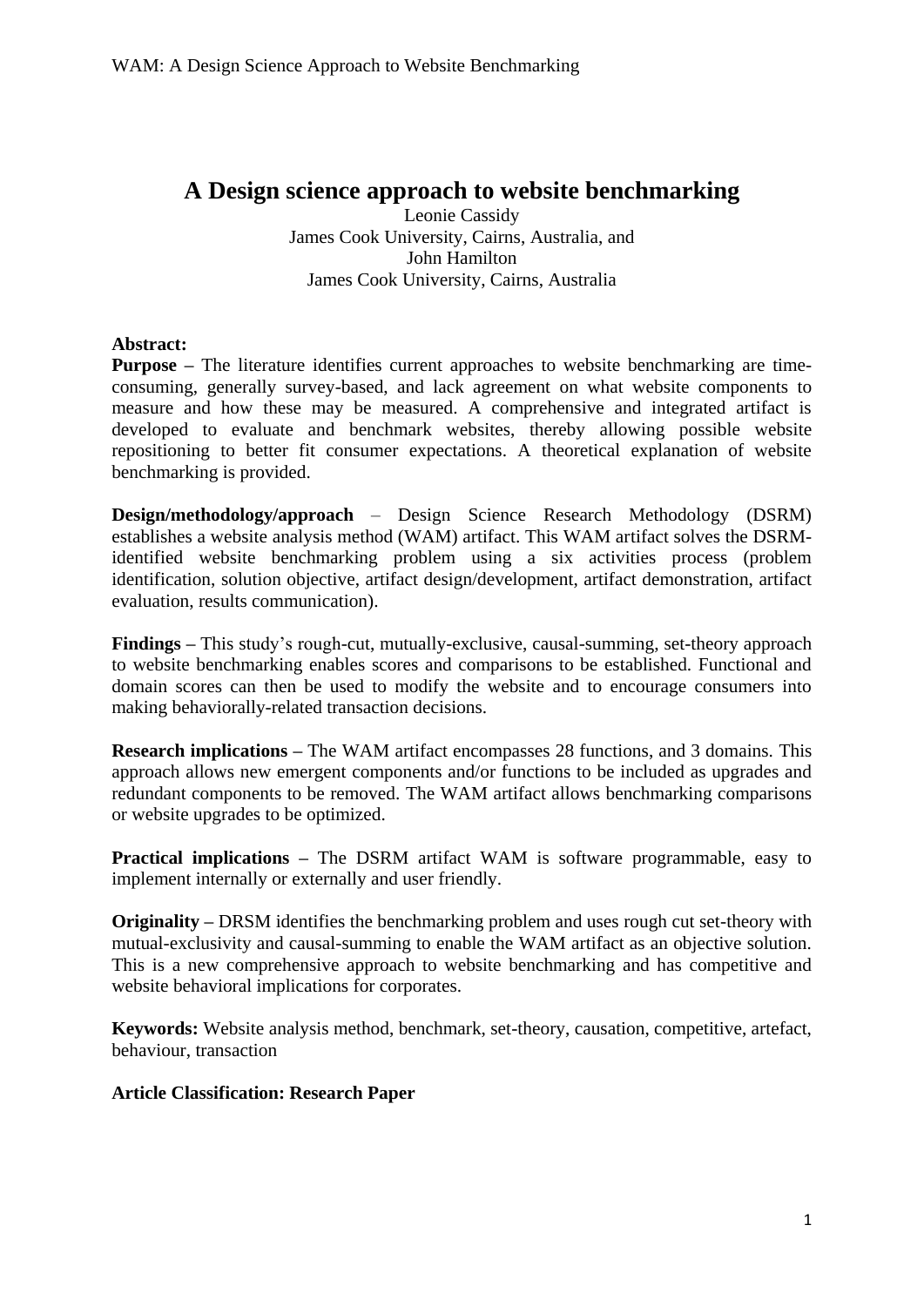# A Design science approach to website benchmarking

Leonie Cassidy
James Cook University, Cairns, Australia, and
John Hamilton
James Cook University, Cairns, Australia

**Abstract:**

**Purpose** – The literature identifies current approaches to website benchmarking are time-consuming, generally survey-based, and lack agreement on what website components to measure and how these may be measured. A comprehensive and integrated artifact is developed to evaluate and benchmark websites, thereby allowing possible website repositioning to better fit consumer expectations. A theoretical explanation of website benchmarking is provided.

**Design/methodology/approach** – Design Science Research Methodology (DSRM) establishes a website analysis method (WAM) artifact. This WAM artifact solves the DSRM-identified website benchmarking problem using a six activities process (problem identification, solution objective, artifact design/development, artifact demonstration, artifact evaluation, results communication).

**Findings** – This study's rough-cut, mutually-exclusive, causal-summing, set-theory approach to website benchmarking enables scores and comparisons to be established. Functional and domain scores can then be used to modify the website and to encourage consumers into making behaviorally-related transaction decisions.

**Research implications** – The WAM artifact encompasses 28 functions, and 3 domains. This approach allows new emergent components and/or functions to be included as upgrades and redundant components to be removed. The WAM artifact allows benchmarking comparisons or website upgrades to be optimized.

**Practical implications** – The DSRM artifact WAM is software programmable, easy to implement internally or externally and user friendly.

**Originality** – DRSM identifies the benchmarking problem and uses rough cut set-theory with mutual-exclusivity and causal-summing to enable the WAM artifact as an objective solution. This is a new comprehensive approach to website benchmarking and has competitive and website behavioral implications for corporates.

**Keywords:** Website analysis method, benchmark, set-theory, causation, competitive, artefact, behaviour, transaction

**Article Classification: Research Paper**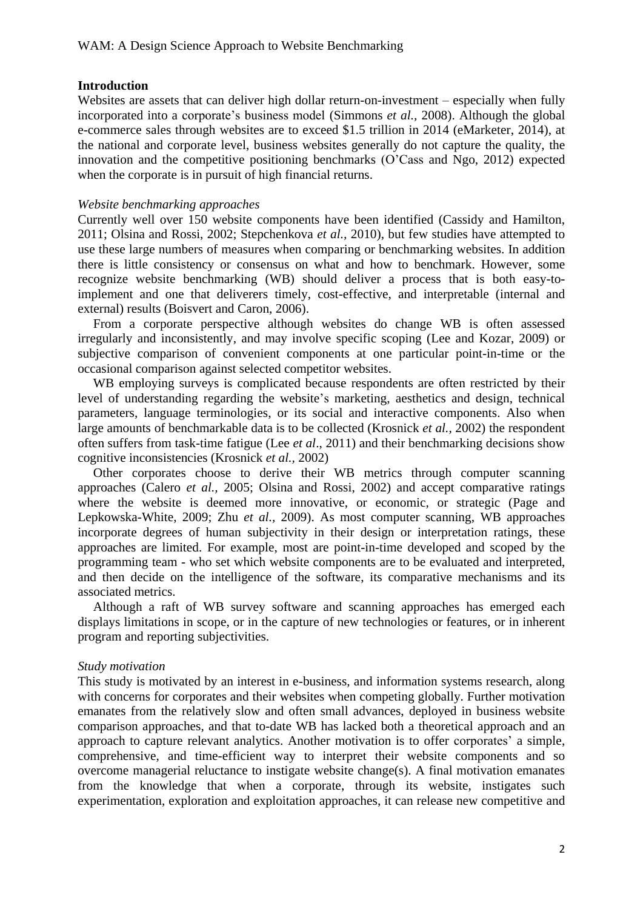## Introduction

Websites are assets that can deliver high dollar return-on-investment – especially when fully incorporated into a corporate's business model (Simmons *et al.,* 2008). Although the global e-commerce sales through websites are to exceed $1.5 trillion in 2014 (eMarketer, 2014), at the national and corporate level, business websites generally do not capture the quality, the innovation and the competitive positioning benchmarks (O'Cass and Ngo, 2012) expected when the corporate is in pursuit of high financial returns.

### *Website benchmarking approaches*

Currently well over 150 website components have been identified (Cassidy and Hamilton, 2011; Olsina and Rossi, 2002; Stepchenkova *et al.,* 2010), but few studies have attempted to use these large numbers of measures when comparing or benchmarking websites. In addition there is little consistency or consensus on what and how to benchmark. However, some recognize website benchmarking (WB) should deliver a process that is both easy-to-implement and one that deliverers timely, cost-effective, and interpretable (internal and external) results (Boisvert and Caron, 2006).

From a corporate perspective although websites do change WB is often assessed irregularly and inconsistently, and may involve specific scoping (Lee and Kozar, 2009) or subjective comparison of convenient components at one particular point-in-time or the occasional comparison against selected competitor websites.

WB employing surveys is complicated because respondents are often restricted by their level of understanding regarding the website's marketing, aesthetics and design, technical parameters, language terminologies, or its social and interactive components. Also when large amounts of benchmarkable data is to be collected (Krosnick *et al.,* 2002) the respondent often suffers from task-time fatigue (Lee *et al*., 2011) and their benchmarking decisions show cognitive inconsistencies (Krosnick *et al.,* 2002)

Other corporates choose to derive their WB metrics through computer scanning approaches (Calero *et al.,* 2005; Olsina and Rossi, 2002) and accept comparative ratings where the website is deemed more innovative, or economic, or strategic (Page and Lepkowska-White, 2009; Zhu *et al.,* 2009). As most computer scanning, WB approaches incorporate degrees of human subjectivity in their design or interpretation ratings, these approaches are limited. For example, most are point-in-time developed and scoped by the programming team - who set which website components are to be evaluated and interpreted, and then decide on the intelligence of the software, its comparative mechanisms and its associated metrics.

Although a raft of WB survey software and scanning approaches has emerged each displays limitations in scope, or in the capture of new technologies or features, or in inherent program and reporting subjectivities.

### *Study motivation*

This study is motivated by an interest in e-business, and information systems research, along with concerns for corporates and their websites when competing globally. Further motivation emanates from the relatively slow and often small advances, deployed in business website comparison approaches, and that to-date WB has lacked both a theoretical approach and an approach to capture relevant analytics. Another motivation is to offer corporates' a simple, comprehensive, and time-efficient way to interpret their website components and so overcome managerial reluctance to instigate website change(s). A final motivation emanates from the knowledge that when a corporate, through its website, instigates such experimentation, exploration and exploitation approaches, it can release new competitive and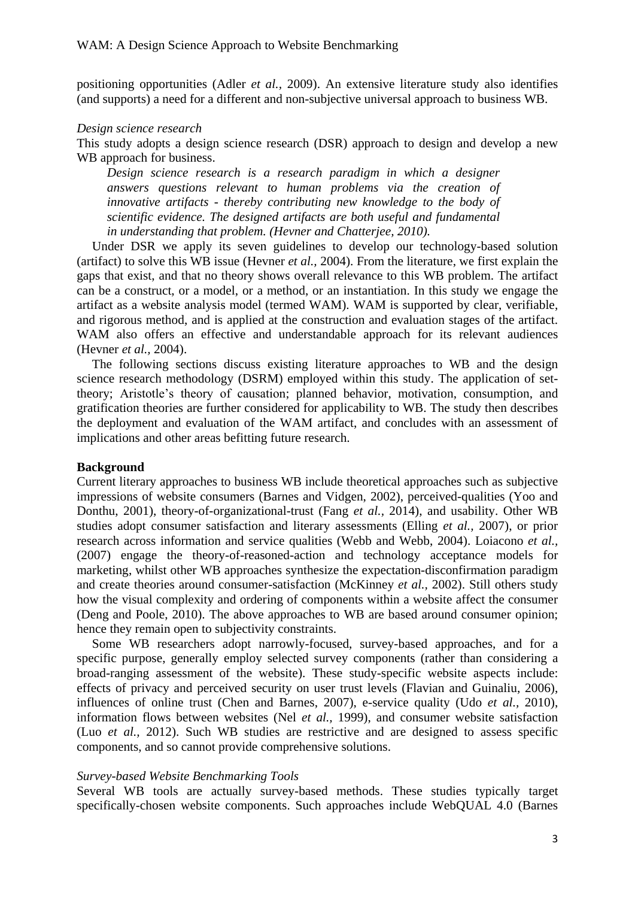positioning opportunities (Adler *et al.,* 2009). An extensive literature study also identifies (and supports) a need for a different and non-subjective universal approach to business WB.

*Design science research*

This study adopts a design science research (DSR) approach to design and develop a new WB approach for business.

> *Design science research is a research paradigm in which a designer answers questions relevant to human problems via the creation of innovative artifacts - thereby contributing new knowledge to the body of scientific evidence. The designed artifacts are both useful and fundamental in understanding that problem. (Hevner and Chatterjee, 2010).*

Under DSR we apply its seven guidelines to develop our technology-based solution (artifact) to solve this WB issue (Hevner *et al.,* 2004). From the literature, we first explain the gaps that exist, and that no theory shows overall relevance to this WB problem. The artifact can be a construct, or a model, or a method, or an instantiation. In this study we engage the artifact as a website analysis model (termed WAM). WAM is supported by clear, verifiable, and rigorous method, and is applied at the construction and evaluation stages of the artifact. WAM also offers an effective and understandable approach for its relevant audiences (Hevner *et al.,* 2004).

The following sections discuss existing literature approaches to WB and the design science research methodology (DSRM) employed within this study. The application of set-theory; Aristotle's theory of causation; planned behavior, motivation, consumption, and gratification theories are further considered for applicability to WB. The study then describes the deployment and evaluation of the WAM artifact, and concludes with an assessment of implications and other areas befitting future research.

**Background**

Current literary approaches to business WB include theoretical approaches such as subjective impressions of website consumers (Barnes and Vidgen, 2002), perceived-qualities (Yoo and Donthu, 2001), theory-of-organizational-trust (Fang *et al.,* 2014), and usability. Other WB studies adopt consumer satisfaction and literary assessments (Elling *et al.,* 2007), or prior research across information and service qualities (Webb and Webb, 2004). Loiacono *et al.,* (2007) engage the theory-of-reasoned-action and technology acceptance models for marketing, whilst other WB approaches synthesize the expectation-disconfirmation paradigm and create theories around consumer-satisfaction (McKinney *et al.,* 2002). Still others study how the visual complexity and ordering of components within a website affect the consumer (Deng and Poole, 2010). The above approaches to WB are based around consumer opinion; hence they remain open to subjectivity constraints.

Some WB researchers adopt narrowly-focused, survey-based approaches, and for a specific purpose, generally employ selected survey components (rather than considering a broad-ranging assessment of the website). These study-specific website aspects include: effects of privacy and perceived security on user trust levels (Flavian and Guinaliu, 2006), influences of online trust (Chen and Barnes, 2007), e-service quality (Udo *et al.,* 2010), information flows between websites (Nel *et al.,* 1999), and consumer website satisfaction (Luo *et al.,* 2012). Such WB studies are restrictive and are designed to assess specific components, and so cannot provide comprehensive solutions.

*Survey-based Website Benchmarking Tools*

Several WB tools are actually survey-based methods. These studies typically target specifically-chosen website components. Such approaches include WebQUAL 4.0 (Barnes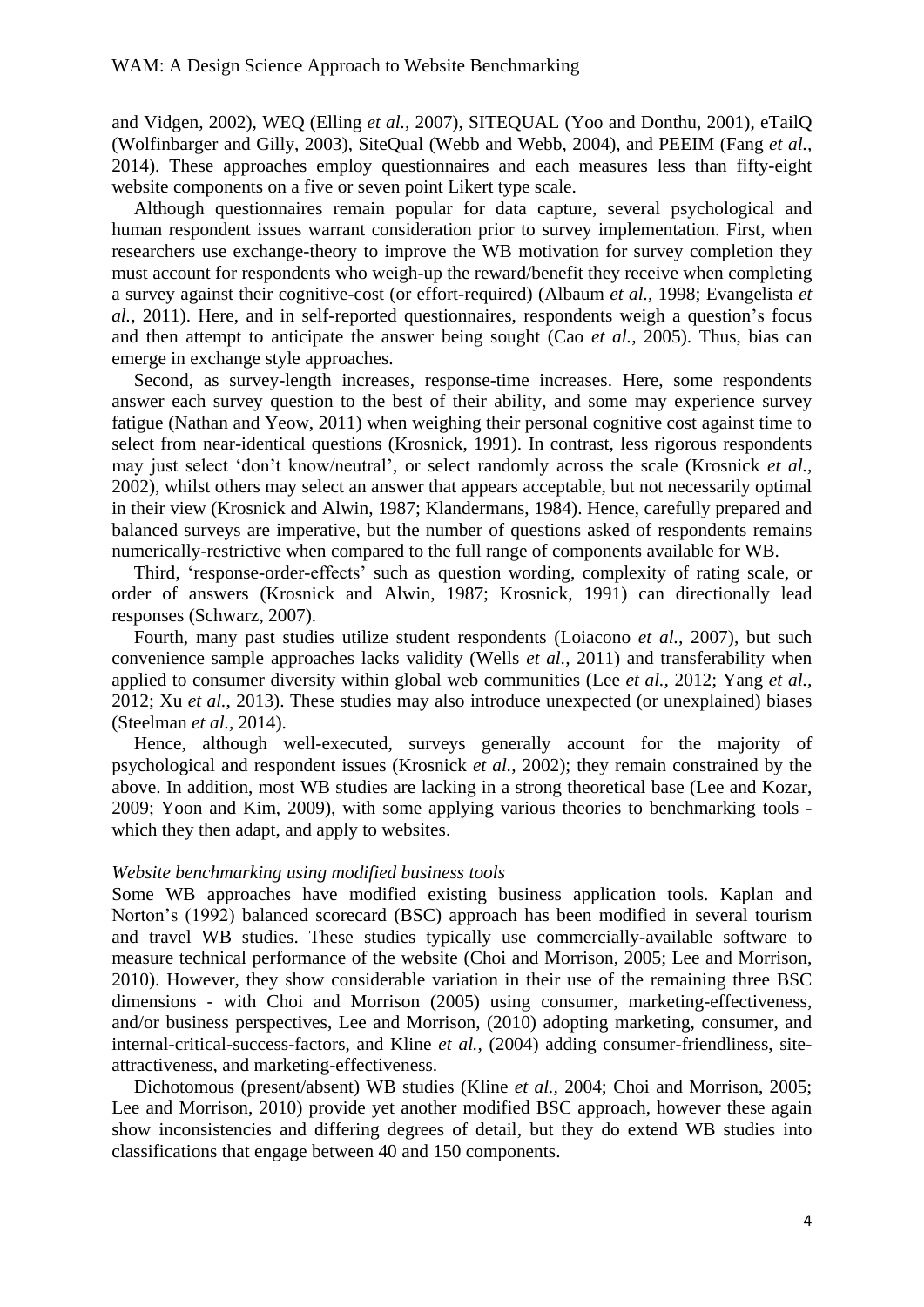and Vidgen, 2002), WEQ (Elling *et al.*, 2007), SITEQUAL (Yoo and Donthu, 2001), eTailQ (Wolfinbarger and Gilly, 2003), SiteQual (Webb and Webb, 2004), and PEEIM (Fang *et al.*, 2014). These approaches employ questionnaires and each measures less than fifty-eight website components on a five or seven point Likert type scale.

Although questionnaires remain popular for data capture, several psychological and human respondent issues warrant consideration prior to survey implementation. First, when researchers use exchange-theory to improve the WB motivation for survey completion they must account for respondents who weigh-up the reward/benefit they receive when completing a survey against their cognitive-cost (or effort-required) (Albaum *et al.*, 1998; Evangelista *et al.*, 2011). Here, and in self-reported questionnaires, respondents weigh a question's focus and then attempt to anticipate the answer being sought (Cao *et al.*, 2005). Thus, bias can emerge in exchange style approaches.

Second, as survey-length increases, response-time increases. Here, some respondents answer each survey question to the best of their ability, and some may experience survey fatigue (Nathan and Yeow, 2011) when weighing their personal cognitive cost against time to select from near-identical questions (Krosnick, 1991). In contrast, less rigorous respondents may just select 'don't know/neutral', or select randomly across the scale (Krosnick *et al.*, 2002), whilst others may select an answer that appears acceptable, but not necessarily optimal in their view (Krosnick and Alwin, 1987; Klandermans, 1984). Hence, carefully prepared and balanced surveys are imperative, but the number of questions asked of respondents remains numerically-restrictive when compared to the full range of components available for WB.

Third, 'response-order-effects' such as question wording, complexity of rating scale, or order of answers (Krosnick and Alwin, 1987; Krosnick, 1991) can directionally lead responses (Schwarz, 2007).

Fourth, many past studies utilize student respondents (Loiacono *et al.*, 2007), but such convenience sample approaches lacks validity (Wells *et al.*, 2011) and transferability when applied to consumer diversity within global web communities (Lee *et al.*, 2012; Yang *et al.*, 2012; Xu *et al.*, 2013). These studies may also introduce unexpected (or unexplained) biases (Steelman *et al.*, 2014).

Hence, although well-executed, surveys generally account for the majority of psychological and respondent issues (Krosnick *et al.*, 2002); they remain constrained by the above. In addition, most WB studies are lacking in a strong theoretical base (Lee and Kozar, 2009; Yoon and Kim, 2009), with some applying various theories to benchmarking tools - which they then adapt, and apply to websites.

*Website benchmarking using modified business tools*

Some WB approaches have modified existing business application tools. Kaplan and Norton's (1992) balanced scorecard (BSC) approach has been modified in several tourism and travel WB studies. These studies typically use commercially-available software to measure technical performance of the website (Choi and Morrison, 2005; Lee and Morrison, 2010). However, they show considerable variation in their use of the remaining three BSC dimensions - with Choi and Morrison (2005) using consumer, marketing-effectiveness, and/or business perspectives, Lee and Morrison, (2010) adopting marketing, consumer, and internal-critical-success-factors, and Kline *et al.*, (2004) adding consumer-friendliness, site-attractiveness, and marketing-effectiveness.

Dichotomous (present/absent) WB studies (Kline *et al.*, 2004; Choi and Morrison, 2005; Lee and Morrison, 2010) provide yet another modified BSC approach, however these again show inconsistencies and differing degrees of detail, but they do extend WB studies into classifications that engage between 40 and 150 components.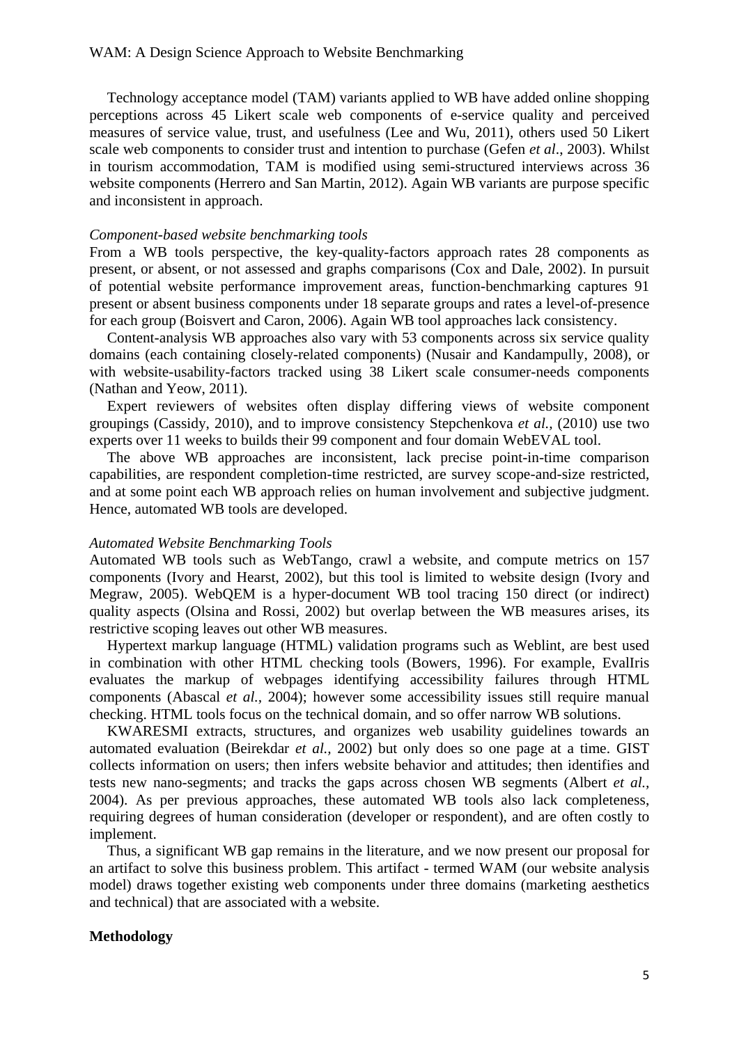Technology acceptance model (TAM) variants applied to WB have added online shopping perceptions across 45 Likert scale web components of e-service quality and perceived measures of service value, trust, and usefulness (Lee and Wu, 2011), others used 50 Likert scale web components to consider trust and intention to purchase (Gefen *et al*., 2003). Whilst in tourism accommodation, TAM is modified using semi-structured interviews across 36 website components (Herrero and San Martin, 2012). Again WB variants are purpose specific and inconsistent in approach.

*Component-based website benchmarking tools*

From a WB tools perspective, the key-quality-factors approach rates 28 components as present, or absent, or not assessed and graphs comparisons (Cox and Dale, 2002). In pursuit of potential website performance improvement areas, function-benchmarking captures 91 present or absent business components under 18 separate groups and rates a level-of-presence for each group (Boisvert and Caron, 2006). Again WB tool approaches lack consistency.

Content-analysis WB approaches also vary with 53 components across six service quality domains (each containing closely-related components) (Nusair and Kandampully, 2008), or with website-usability-factors tracked using 38 Likert scale consumer-needs components (Nathan and Yeow, 2011).

Expert reviewers of websites often display differing views of website component groupings (Cassidy, 2010), and to improve consistency Stepchenkova *et al.,* (2010) use two experts over 11 weeks to builds their 99 component and four domain WebEVAL tool.

The above WB approaches are inconsistent, lack precise point-in-time comparison capabilities, are respondent completion-time restricted, are survey scope-and-size restricted, and at some point each WB approach relies on human involvement and subjective judgment. Hence, automated WB tools are developed.

*Automated Website Benchmarking Tools*

Automated WB tools such as WebTango, crawl a website, and compute metrics on 157 components (Ivory and Hearst, 2002), but this tool is limited to website design (Ivory and Megraw, 2005). WebQEM is a hyper-document WB tool tracing 150 direct (or indirect) quality aspects (Olsina and Rossi, 2002) but overlap between the WB measures arises, its restrictive scoping leaves out other WB measures.

Hypertext markup language (HTML) validation programs such as Weblint, are best used in combination with other HTML checking tools (Bowers, 1996). For example, EvalIris evaluates the markup of webpages identifying accessibility failures through HTML components (Abascal *et al.,* 2004); however some accessibility issues still require manual checking. HTML tools focus on the technical domain, and so offer narrow WB solutions.

KWARESMI extracts, structures, and organizes web usability guidelines towards an automated evaluation (Beirekdar *et al.,* 2002) but only does so one page at a time. GIST collects information on users; then infers website behavior and attitudes; then identifies and tests new nano-segments; and tracks the gaps across chosen WB segments (Albert *et al.,* 2004). As per previous approaches, these automated WB tools also lack completeness, requiring degrees of human consideration (developer or respondent), and are often costly to implement.

Thus, a significant WB gap remains in the literature, and we now present our proposal for an artifact to solve this business problem. This artifact - termed WAM (our website analysis model) draws together existing web components under three domains (marketing aesthetics and technical) that are associated with a website.

**Methodology**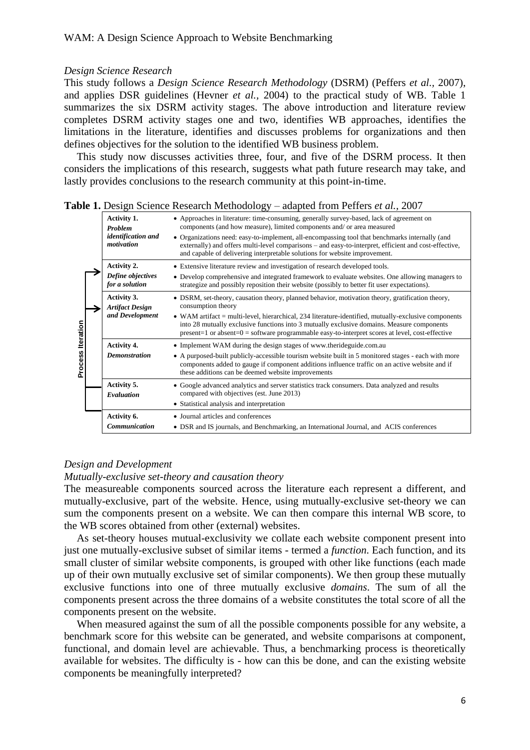*Design Science Research*

This study follows a *Design Science Research Methodology* (DSRM) (Peffers *et al.*, 2007), and applies DSR guidelines (Hevner *et al.*, 2004) to the practical study of WB. Table 1 summarizes the six DSRM activity stages. The above introduction and literature review completes DSRM activity stages one and two, identifies WB approaches, identifies the limitations in the literature, identifies and discusses problems for organizations and then defines objectives for the solution to the identified WB business problem.

This study now discusses activities three, four, and five of the DSRM process. It then considers the implications of this research, suggests what path future research may take, and lastly provides conclusions to the research community at this point-in-time.

**Table 1.** Design Science Research Methodology – adapted from Peffers *et al.*, 2007

| Activity | Description |
|---|---|
| **Activity 1.** *Problem identification and motivation* | • Approaches in literature: time-consuming, generally survey-based, lack of agreement on components (and how measure), limited components and/ or area measured<br>• Organizations need: easy-to-implement, all-encompassing tool that benchmarks internally (and externally) and offers multi-level comparisons – and easy-to-interpret, efficient and cost-effective, and capable of delivering interpretable solutions for website improvement. |
| **Activity 2.** *Define objectives for a solution* | • Extensive literature review and investigation of research developed tools.<br>• Develop comprehensive and integrated framework to evaluate websites. One allowing managers to strategize and possibly reposition their website (possibly to better fit user expectations). |
| **Activity 3.** *Artifact Design and Development* | • DSRM, set-theory, causation theory, planned behavior, motivation theory, gratification theory, consumption theory<br>• WAM artifact = multi-level, hierarchical, 234 literature-identified, mutually-exclusive components into 28 mutually exclusive functions into 3 mutually exclusive domains. Measure components present=1 or absent=0 = software programmable easy-to-interpret scores at level, cost-effective |
| **Activity 4.** *Demonstration* | • Implement WAM during the design stages of www.therideguide.com.au<br>• A purposed-built publicly-accessible tourism website built in 5 monitored stages - each with more components added to gauge if component additions influence traffic on an active website and if these additions can be deemed website improvements |
| **Activity 5.** *Evaluation* | • Google advanced analytics and server statistics track consumers. Data analyzed and results compared with objectives (est. June 2013)<br>• Statistical analysis and interpretation |
| **Activity 6.** *Communication* | • Journal articles and conferences<br>• DSR and IS journals, and Benchmarking, an International Journal, and ACIS conferences |

Process Iteration

*Design and Development*

*Mutually-exclusive set-theory and causation theory*

The measureable components sourced across the literature each represent a different, and mutually-exclusive, part of the website. Hence, using mutually-exclusive set-theory we can sum the components present on a website. We can then compare this internal WB score, to the WB scores obtained from other (external) websites.

As set-theory houses mutual-exclusivity we collate each website component present into just one mutually-exclusive subset of similar items - termed a *function*. Each function, and its small cluster of similar website components, is grouped with other like functions (each made up of their own mutually exclusive set of similar components). We then group these mutually exclusive functions into one of three mutually exclusive *domains*. The sum of all the components present across the three domains of a website constitutes the total score of all the components present on the website.

When measured against the sum of all the possible components possible for any website, a benchmark score for this website can be generated, and website comparisons at component, functional, and domain level are achievable. Thus, a benchmarking process is theoretically available for websites. The difficulty is - how can this be done, and can the existing website components be meaningfully interpreted?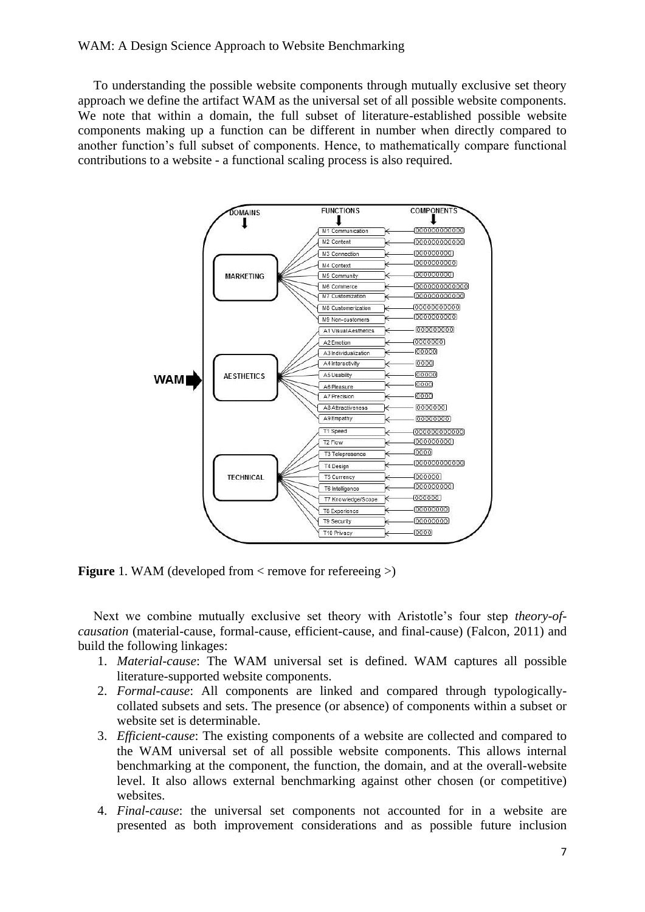To understanding the possible website components through mutually exclusive set theory approach we define the artifact WAM as the universal set of all possible website components. We note that within a domain, the full subset of literature-established possible website components making up a function can be different in number when directly compared to another function's full subset of components. Hence, to mathematically compare functional contributions to a website - a functional scaling process is also required.

**Figure** 1. WAM (developed from < remove for refereeing >)

Next we combine mutually exclusive set theory with Aristotle's four step *theory-of-causation* (material-cause, formal-cause, efficient-cause, and final-cause) (Falcon, 2011) and build the following linkages:

1. *Material-cause*: The WAM universal set is defined. WAM captures all possible literature-supported website components.
2. *Formal-cause*: All components are linked and compared through typologically-collated subsets and sets. The presence (or absence) of components within a subset or website set is determinable.
3. *Efficient-cause*: The existing components of a website are collected and compared to the WAM universal set of all possible website components. This allows internal benchmarking at the component, the function, the domain, and at the overall-website level. It also allows external benchmarking against other chosen (or competitive) websites.
4. *Final-cause*: the universal set components not accounted for in a website are presented as both improvement considerations and as possible future inclusion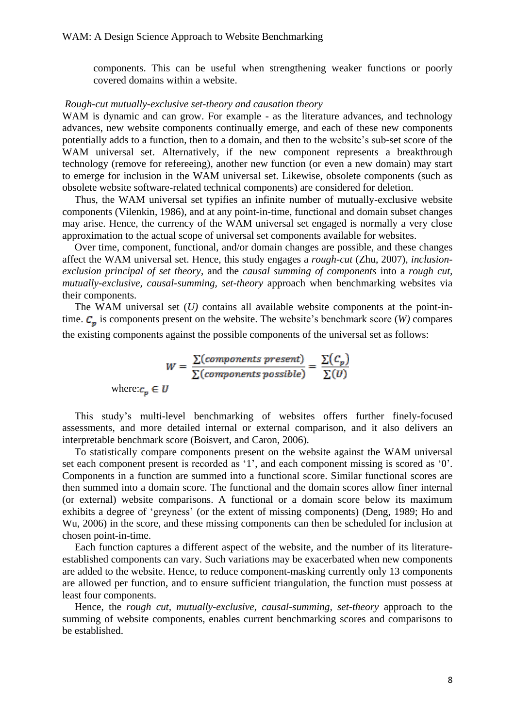components. This can be useful when strengthening weaker functions or poorly covered domains within a website.

*Rough-cut mutually-exclusive set-theory and causation theory*

WAM is dynamic and can grow. For example - as the literature advances, and technology advances, new website components continually emerge, and each of these new components potentially adds to a function, then to a domain, and then to the website's sub-set score of the WAM universal set. Alternatively, if the new component represents a breakthrough technology (remove for refereeing), another new function (or even a new domain) may start to emerge for inclusion in the WAM universal set. Likewise, obsolete components (such as obsolete website software-related technical components) are considered for deletion.

Thus, the WAM universal set typifies an infinite number of mutually-exclusive website components (Vilenkin, 1986), and at any point-in-time, functional and domain subset changes may arise. Hence, the currency of the WAM universal set engaged is normally a very close approximation to the actual scope of universal set components available for websites.

Over time, component, functional, and/or domain changes are possible, and these changes affect the WAM universal set. Hence, this study engages a *rough-cut* (Zhu, 2007), *inclusion-exclusion principal of set theory*, and the *causal summing of components* into a *rough cut, mutually-exclusive, causal-summing, set-theory* approach when benchmarking websites via their components.

The WAM universal set (*U*) contains all available website components at the point-in-time. $C_p$ is components present on the website. The website's benchmark score (*W*) compares the existing components against the possible components of the universal set as follows:

$$W = \frac{\sum(components\ present)}{\sum(components\ possible)} = \frac{\sum(C_p)}{\sum(U)}$$

where: $c_p \in U$

This study's multi-level benchmarking of websites offers further finely-focused assessments, and more detailed internal or external comparison, and it also delivers an interpretable benchmark score (Boisvert, and Caron, 2006).

To statistically compare components present on the website against the WAM universal set each component present is recorded as '1', and each component missing is scored as '0'. Components in a function are summed into a functional score. Similar functional scores are then summed into a domain score. The functional and the domain scores allow finer internal (or external) website comparisons. A functional or a domain score below its maximum exhibits a degree of 'greyness' (or the extent of missing components) (Deng, 1989; Ho and Wu, 2006) in the score, and these missing components can then be scheduled for inclusion at chosen point-in-time.

Each function captures a different aspect of the website, and the number of its literature-established components can vary. Such variations may be exacerbated when new components are added to the website. Hence, to reduce component-masking currently only 13 components are allowed per function, and to ensure sufficient triangulation, the function must possess at least four components.

Hence, the *rough cut, mutually-exclusive, causal-summing, set-theory* approach to the summing of website components, enables current benchmarking scores and comparisons to be established.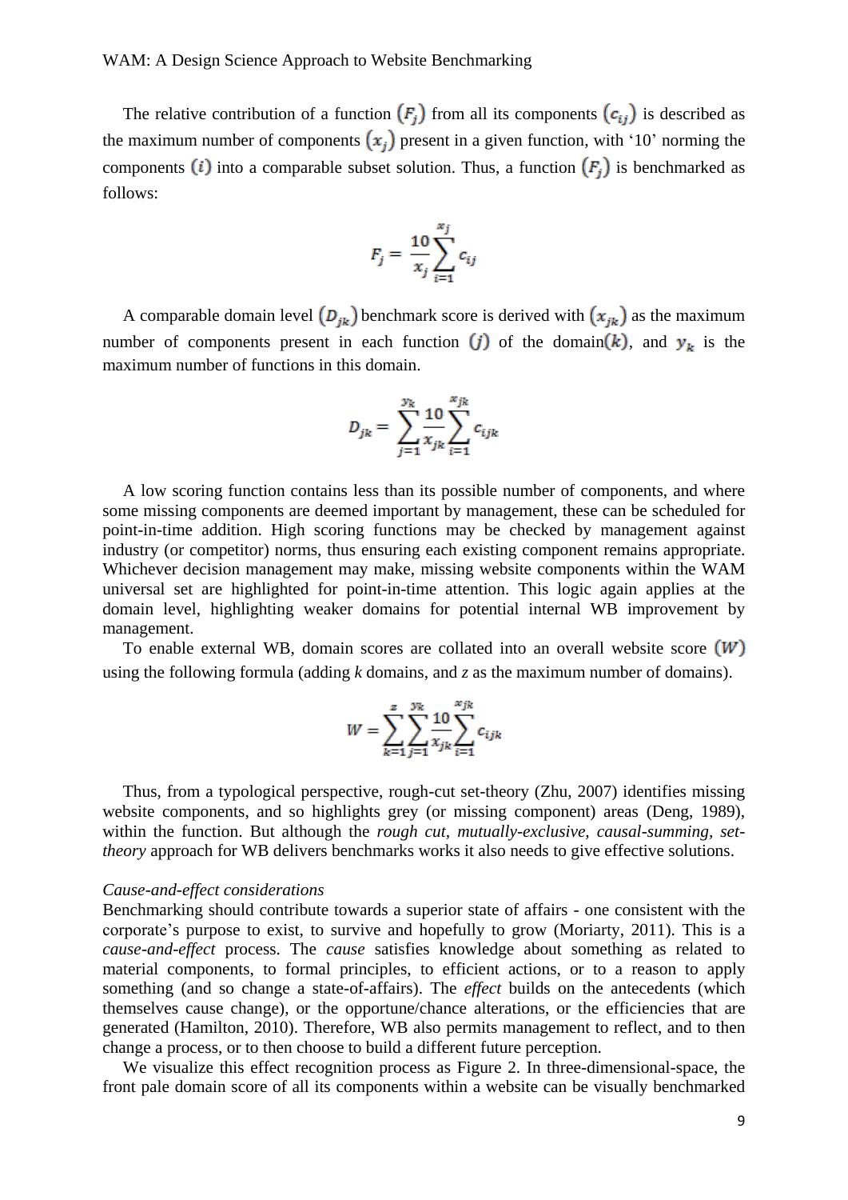The relative contribution of a function $(F_j)$ from all its components $(c_{ij})$ is described as the maximum number of components $(x_j)$ present in a given function, with '10' norming the components $(i)$ into a comparable subset solution. Thus, a function $(F_j)$ is benchmarked as follows:

$$F_j = \frac{10}{x_j}\sum_{i=1}^{x_j} c_{ij}$$

A comparable domain level $(D_{jk})$ benchmark score is derived with $(x_{jk})$ as the maximum number of components present in each function $(j)$ of the domain$(k)$, and $y_k$ is the maximum number of functions in this domain.

$$D_{jk} = \sum_{j=1}^{y_k}\frac{10}{x_{jk}}\sum_{i=1}^{x_{jk}} c_{ijk}$$

A low scoring function contains less than its possible number of components, and where some missing components are deemed important by management, these can be scheduled for point-in-time addition. High scoring functions may be checked by management against industry (or competitor) norms, thus ensuring each existing component remains appropriate. Whichever decision management may make, missing website components within the WAM universal set are highlighted for point-in-time attention. This logic again applies at the domain level, highlighting weaker domains for potential internal WB improvement by management.

To enable external WB, domain scores are collated into an overall website score $(W)$ using the following formula (adding *k* domains, and *z* as the maximum number of domains).

$$W = \sum_{k=1}^{z}\sum_{j=1}^{y_k}\frac{10}{x_{jk}}\sum_{i=1}^{x_{jk}} c_{ijk}$$

Thus, from a typological perspective, rough-cut set-theory (Zhu, 2007) identifies missing website components, and so highlights grey (or missing component) areas (Deng, 1989), within the function. But although the *rough cut, mutually-exclusive, causal-summing, set-theory* approach for WB delivers benchmarks works it also needs to give effective solutions.

*Cause-and-effect considerations*

Benchmarking should contribute towards a superior state of affairs - one consistent with the corporate's purpose to exist, to survive and hopefully to grow (Moriarty, 2011). This is a *cause-and-effect* process. The *cause* satisfies knowledge about something as related to material components, to formal principles, to efficient actions, or to a reason to apply something (and so change a state-of-affairs). The *effect* builds on the antecedents (which themselves cause change), or the opportune/chance alterations, or the efficiencies that are generated (Hamilton, 2010). Therefore, WB also permits management to reflect, and to then change a process, or to then choose to build a different future perception.

We visualize this effect recognition process as Figure 2. In three-dimensional-space, the front pale domain score of all its components within a website can be visually benchmarked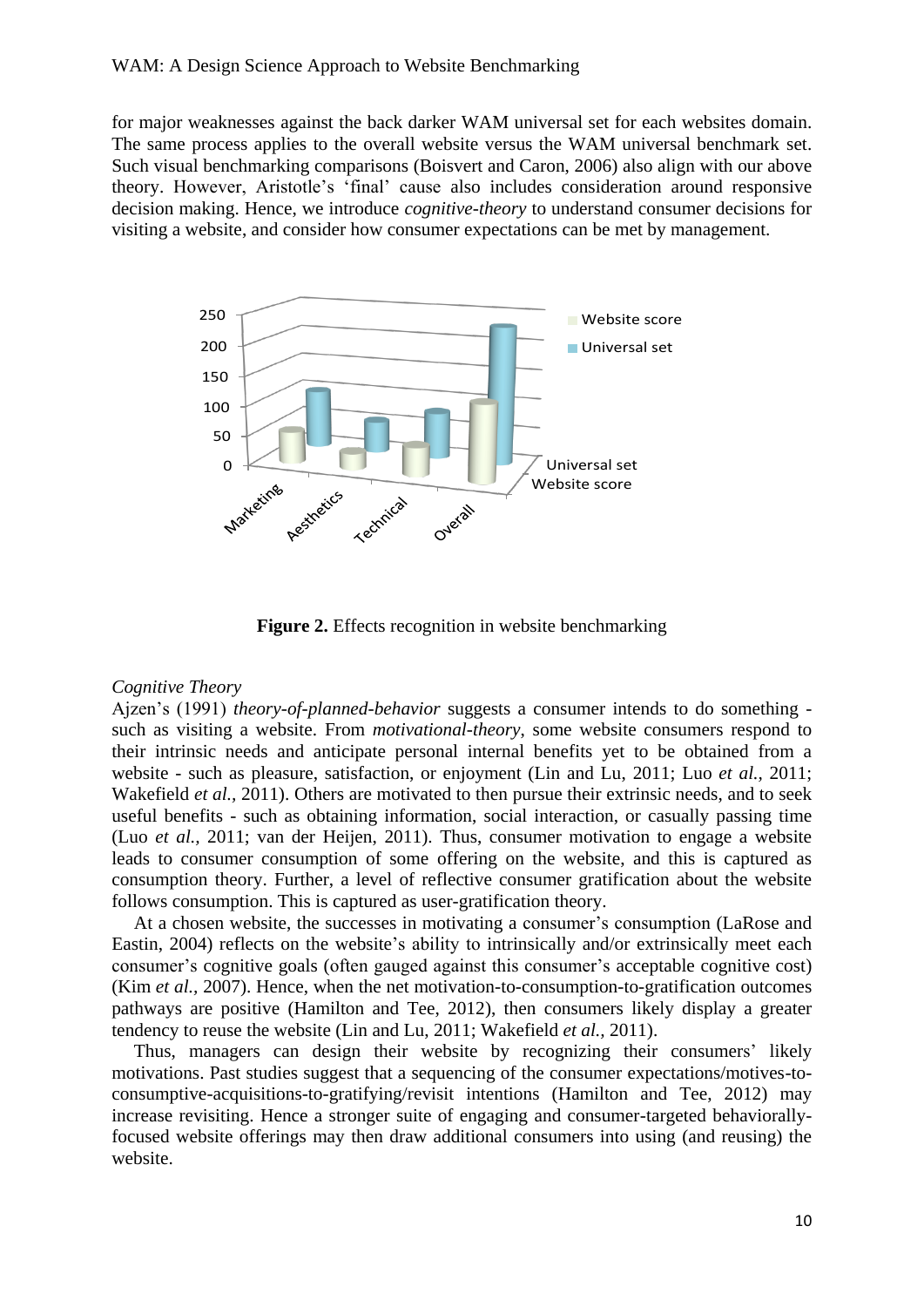for major weaknesses against the back darker WAM universal set for each websites domain. The same process applies to the overall website versus the WAM universal benchmark set. Such visual benchmarking comparisons (Boisvert and Caron, 2006) also align with our above theory. However, Aristotle's 'final' cause also includes consideration around responsive decision making. Hence, we introduce *cognitive-theory* to understand consumer decisions for visiting a website, and consider how consumer expectations can be met by management.

**Figure 2.** Effects recognition in website benchmarking

*Cognitive Theory*

Ajzen's (1991) *theory-of-planned-behavior* suggests a consumer intends to do something - such as visiting a website. From *motivational-theory*, some website consumers respond to their intrinsic needs and anticipate personal internal benefits yet to be obtained from a website - such as pleasure, satisfaction, or enjoyment (Lin and Lu, 2011; Luo *et al.*, 2011; Wakefield *et al.*, 2011). Others are motivated to then pursue their extrinsic needs, and to seek useful benefits - such as obtaining information, social interaction, or casually passing time (Luo *et al.*, 2011; van der Heijen, 2011). Thus, consumer motivation to engage a website leads to consumer consumption of some offering on the website, and this is captured as consumption theory. Further, a level of reflective consumer gratification about the website follows consumption. This is captured as user-gratification theory.

At a chosen website, the successes in motivating a consumer's consumption (LaRose and Eastin, 2004) reflects on the website's ability to intrinsically and/or extrinsically meet each consumer's cognitive goals (often gauged against this consumer's acceptable cognitive cost) (Kim *et al.*, 2007). Hence, when the net motivation-to-consumption-to-gratification outcomes pathways are positive (Hamilton and Tee, 2012), then consumers likely display a greater tendency to reuse the website (Lin and Lu, 2011; Wakefield *et al.*, 2011).

Thus, managers can design their website by recognizing their consumers' likely motivations. Past studies suggest that a sequencing of the consumer expectations/motives-to-consumptive-acquisitions-to-gratifying/revisit intentions (Hamilton and Tee, 2012) may increase revisiting. Hence a stronger suite of engaging and consumer-targeted behaviorally-focused website offerings may then draw additional consumers into using (and reusing) the website.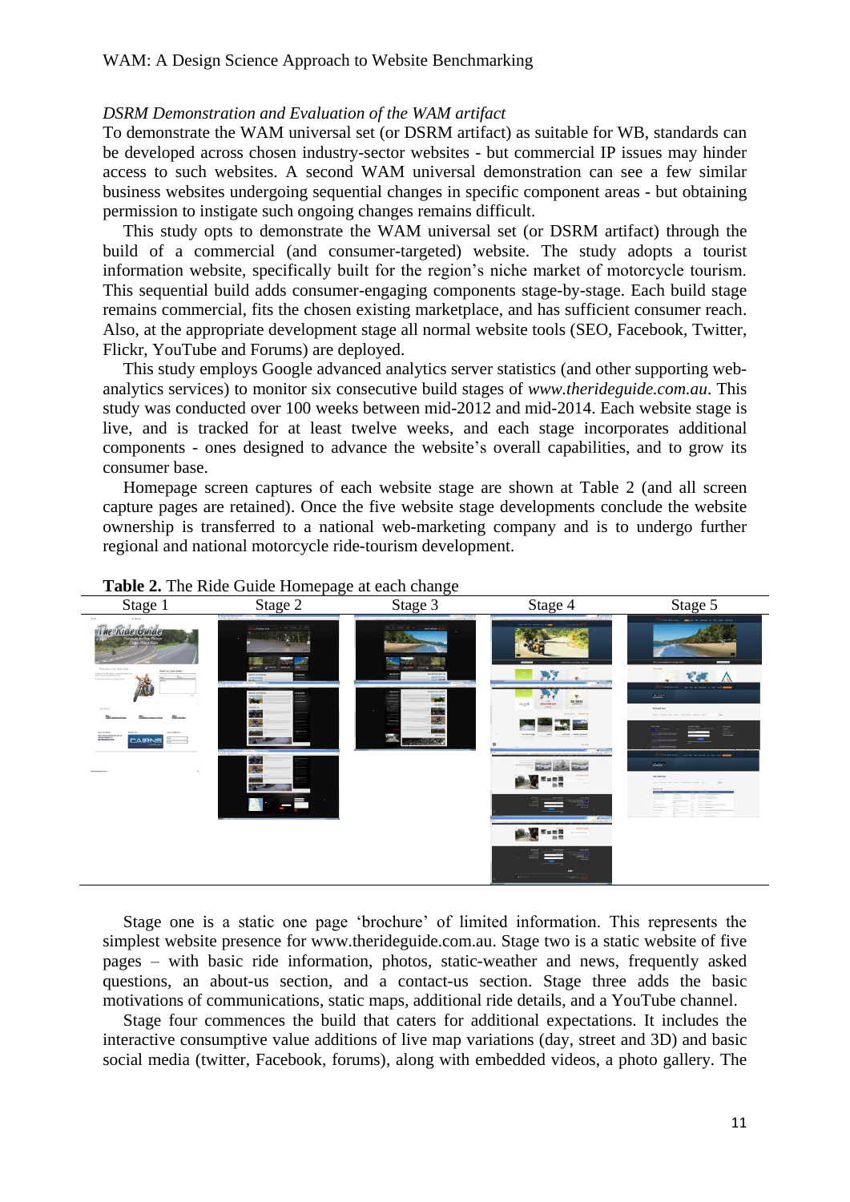*DSRM Demonstration and Evaluation of the WAM artifact*

To demonstrate the WAM universal set (or DSRM artifact) as suitable for WB, standards can be developed across chosen industry-sector websites - but commercial IP issues may hinder access to such websites. A second WAM universal demonstration can see a few similar business websites undergoing sequential changes in specific component areas - but obtaining permission to instigate such ongoing changes remains difficult.

This study opts to demonstrate the WAM universal set (or DSRM artifact) through the build of a commercial (and consumer-targeted) website. The study adopts a tourist information website, specifically built for the region's niche market of motorcycle tourism. This sequential build adds consumer-engaging components stage-by-stage. Each build stage remains commercial, fits the chosen existing marketplace, and has sufficient consumer reach. Also, at the appropriate development stage all normal website tools (SEO, Facebook, Twitter, Flickr, YouTube and Forums) are deployed.

This study employs Google advanced analytics server statistics (and other supporting web-analytics services) to monitor six consecutive build stages of *www.therideguide.com.au*. This study was conducted over 100 weeks between mid-2012 and mid-2014. Each website stage is live, and is tracked for at least twelve weeks, and each stage incorporates additional components - ones designed to advance the website's overall capabilities, and to grow its consumer base.

Homepage screen captures of each website stage are shown at Table 2 (and all screen capture pages are retained). Once the five website stage developments conclude the website ownership is transferred to a national web-marketing company and is to undergo further regional and national motorcycle ride-tourism development.

**Table 2.** The Ride Guide Homepage at each change

| Stage 1 | Stage 2 | Stage 3 | Stage 4 | Stage 5 |
|---|---|---|---|---|
| | | | | |

Stage one is a static one page 'brochure' of limited information. This represents the simplest website presence for www.therideguide.com.au. Stage two is a static website of five pages – with basic ride information, photos, static-weather and news, frequently asked questions, an about-us section, and a contact-us section. Stage three adds the basic motivations of communications, static maps, additional ride details, and a YouTube channel.

Stage four commences the build that caters for additional expectations. It includes the interactive consumptive value additions of live map variations (day, street and 3D) and basic social media (twitter, Facebook, forums), along with embedded videos, a photo gallery. The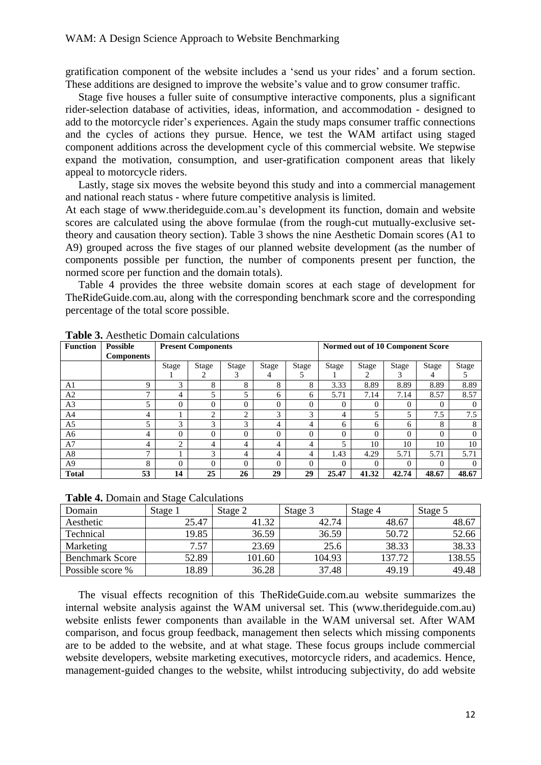gratification component of the website includes a 'send us your rides' and a forum section. These additions are designed to improve the website's value and to grow consumer traffic.

Stage five houses a fuller suite of consumptive interactive components, plus a significant rider-selection database of activities, ideas, information, and accommodation - designed to add to the motorcycle rider's experiences. Again the study maps consumer traffic connections and the cycles of actions they pursue. Hence, we test the WAM artifact using staged component additions across the development cycle of this commercial website. We stepwise expand the motivation, consumption, and user-gratification component areas that likely appeal to motorcycle riders.

Lastly, stage six moves the website beyond this study and into a commercial management and national reach status - where future competitive analysis is limited.

At each stage of www.therideguide.com.au's development its function, domain and website scores are calculated using the above formulae (from the rough-cut mutually-exclusive set-theory and causation theory section). Table 3 shows the nine Aesthetic Domain scores (A1 to A9) grouped across the five stages of our planned website development (as the number of components possible per function, the number of components present per function, the normed score per function and the domain totals).

Table 4 provides the three website domain scores at each stage of development for TheRideGuide.com.au, along with the corresponding benchmark score and the corresponding percentage of the total score possible.

**Table 3.** Aesthetic Domain calculations

| Function | Possible Components | Present Components | | | | | Normed out of 10 Component Score | | | | |
|---|---|---|---|---|---|---|---|---|---|---|---|
| | | Stage 1 | Stage 2 | Stage 3 | Stage 4 | Stage 5 | Stage 1 | Stage 2 | Stage 3 | Stage 4 | Stage 5 |
| A1 | 9 | 3 | 8 | 8 | 8 | 8 | 3.33 | 8.89 | 8.89 | 8.89 | 8.89 |
| A2 | 7 | 4 | 5 | 5 | 6 | 6 | 5.71 | 7.14 | 7.14 | 8.57 | 8.57 |
| A3 | 5 | 0 | 0 | 0 | 0 | 0 | 0 | 0 | 0 | 0 | 0 |
| A4 | 4 | 1 | 2 | 2 | 3 | 3 | 4 | 5 | 5 | 7.5 | 7.5 |
| A5 | 5 | 3 | 3 | 3 | 4 | 4 | 6 | 6 | 6 | 8 | 8 |
| A6 | 4 | 0 | 0 | 0 | 0 | 0 | 0 | 0 | 0 | 0 | 0 |
| A7 | 4 | 2 | 4 | 4 | 4 | 4 | 5 | 10 | 10 | 10 | 10 |
| A8 | 7 | 1 | 3 | 4 | 4 | 4 | 1.43 | 4.29 | 5.71 | 5.71 | 5.71 |
| A9 | 8 | 0 | 0 | 0 | 0 | 0 | 0 | 0 | 0 | 0 | 0 |
| **Total** | **53** | **14** | **25** | **26** | **29** | **29** | **25.47** | **41.32** | **42.74** | **48.67** | **48.67** |

**Table 4.** Domain and Stage Calculations

| Domain | Stage 1 | Stage 2 | Stage 3 | Stage 4 | Stage 5 |
|---|---|---|---|---|---|
| Aesthetic | 25.47 | 41.32 | 42.74 | 48.67 | 48.67 |
| Technical | 19.85 | 36.59 | 36.59 | 50.72 | 52.66 |
| Marketing | 7.57 | 23.69 | 25.6 | 38.33 | 38.33 |
| Benchmark Score | 52.89 | 101.60 | 104.93 | 137.72 | 138.55 |
| Possible score % | 18.89 | 36.28 | 37.48 | 49.19 | 49.48 |

The visual effects recognition of this TheRideGuide.com.au website summarizes the internal website analysis against the WAM universal set. This (www.therideguide.com.au) website enlists fewer components than available in the WAM universal set. After WAM comparison, and focus group feedback, management then selects which missing components are to be added to the website, and at what stage. These focus groups include commercial website developers, website marketing executives, motorcycle riders, and academics. Hence, management-guided changes to the website, whilst introducing subjectivity, do add website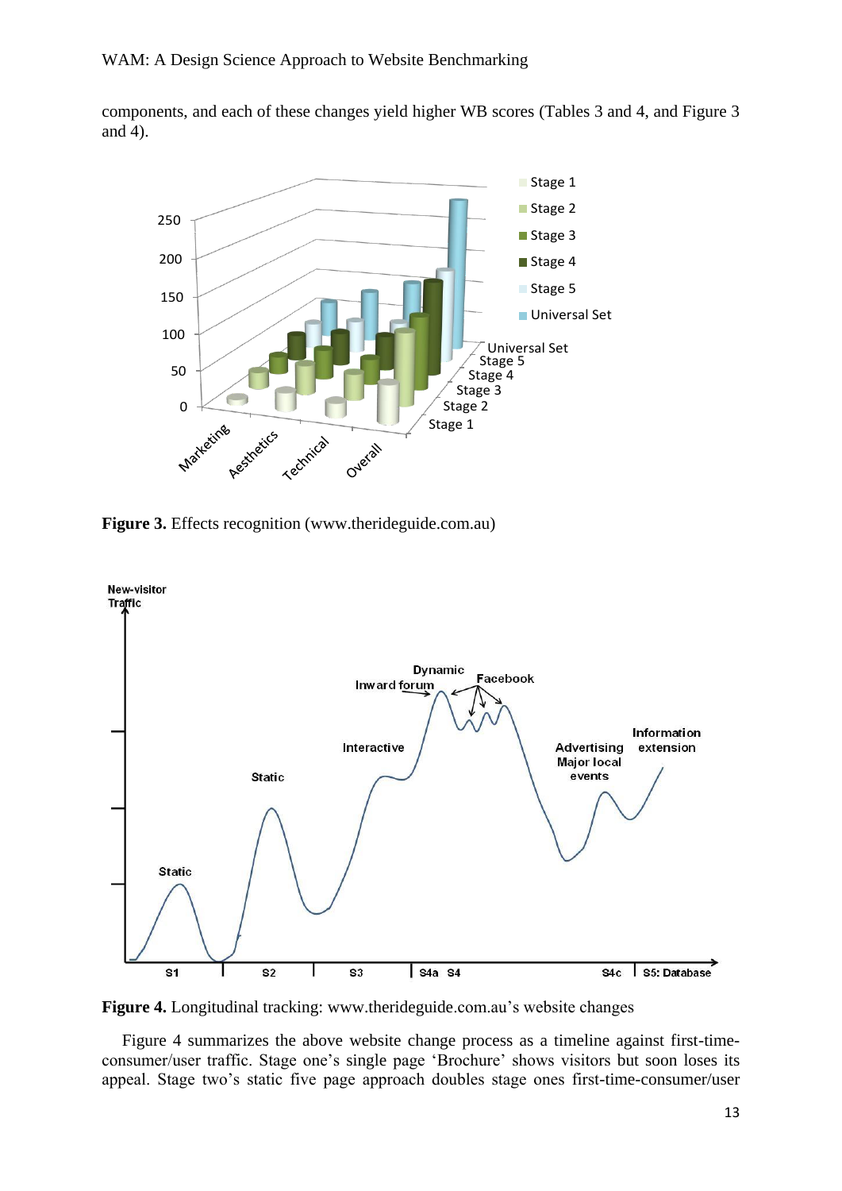components, and each of these changes yield higher WB scores (Tables 3 and 4, and Figure 3 and 4).

**Figure 3.** Effects recognition (www.therideguide.com.au)

**Figure 4.** Longitudinal tracking: www.therideguide.com.au's website changes

Figure 4 summarizes the above website change process as a timeline against first-time-consumer/user traffic. Stage one's single page 'Brochure' shows visitors but soon loses its appeal. Stage two's static five page approach doubles stage ones first-time-consumer/user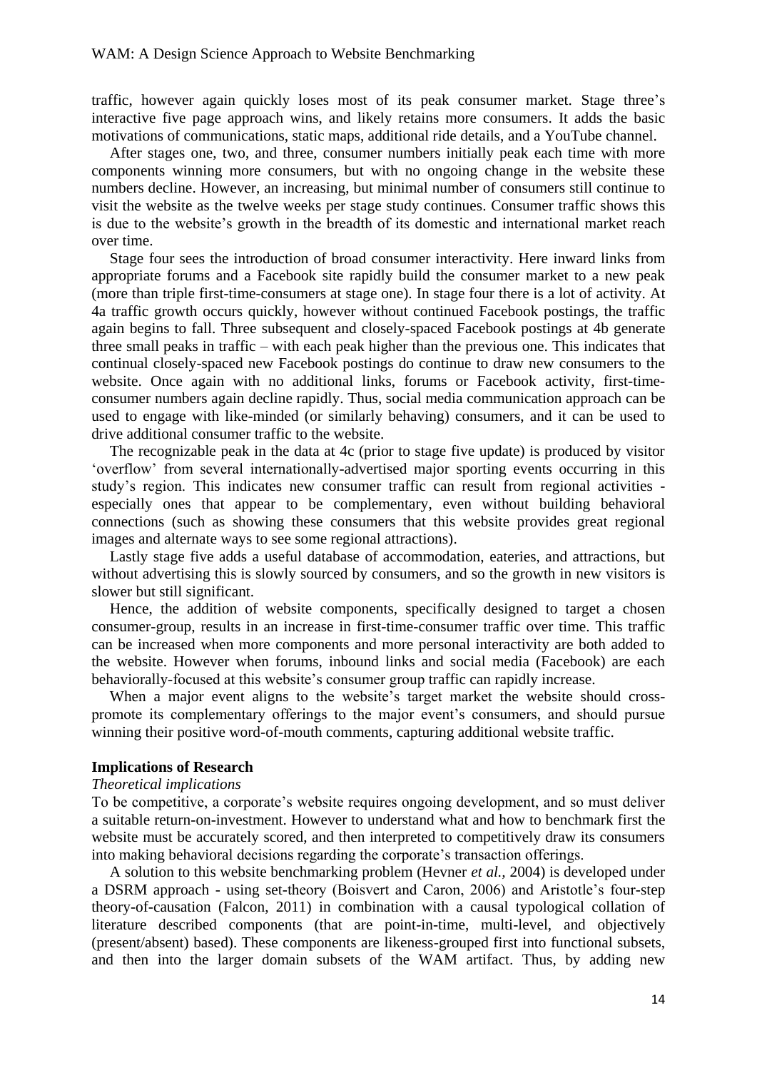traffic, however again quickly loses most of its peak consumer market. Stage three's interactive five page approach wins, and likely retains more consumers. It adds the basic motivations of communications, static maps, additional ride details, and a YouTube channel.

After stages one, two, and three, consumer numbers initially peak each time with more components winning more consumers, but with no ongoing change in the website these numbers decline. However, an increasing, but minimal number of consumers still continue to visit the website as the twelve weeks per stage study continues. Consumer traffic shows this is due to the website's growth in the breadth of its domestic and international market reach over time.

Stage four sees the introduction of broad consumer interactivity. Here inward links from appropriate forums and a Facebook site rapidly build the consumer market to a new peak (more than triple first-time-consumers at stage one). In stage four there is a lot of activity. At 4a traffic growth occurs quickly, however without continued Facebook postings, the traffic again begins to fall. Three subsequent and closely-spaced Facebook postings at 4b generate three small peaks in traffic – with each peak higher than the previous one. This indicates that continual closely-spaced new Facebook postings do continue to draw new consumers to the website. Once again with no additional links, forums or Facebook activity, first-time-consumer numbers again decline rapidly. Thus, social media communication approach can be used to engage with like-minded (or similarly behaving) consumers, and it can be used to drive additional consumer traffic to the website.

The recognizable peak in the data at 4c (prior to stage five update) is produced by visitor 'overflow' from several internationally-advertised major sporting events occurring in this study's region. This indicates new consumer traffic can result from regional activities - especially ones that appear to be complementary, even without building behavioral connections (such as showing these consumers that this website provides great regional images and alternate ways to see some regional attractions).

Lastly stage five adds a useful database of accommodation, eateries, and attractions, but without advertising this is slowly sourced by consumers, and so the growth in new visitors is slower but still significant.

Hence, the addition of website components, specifically designed to target a chosen consumer-group, results in an increase in first-time-consumer traffic over time. This traffic can be increased when more components and more personal interactivity are both added to the website. However when forums, inbound links and social media (Facebook) are each behaviorally-focused at this website's consumer group traffic can rapidly increase.

When a major event aligns to the website's target market the website should cross-promote its complementary offerings to the major event's consumers, and should pursue winning their positive word-of-mouth comments, capturing additional website traffic.

**Implications of Research**

*Theoretical implications*

To be competitive, a corporate's website requires ongoing development, and so must deliver a suitable return-on-investment. However to understand what and how to benchmark first the website must be accurately scored, and then interpreted to competitively draw its consumers into making behavioral decisions regarding the corporate's transaction offerings.

A solution to this website benchmarking problem (Hevner *et al.,* 2004) is developed under a DSRM approach - using set-theory (Boisvert and Caron, 2006) and Aristotle's four-step theory-of-causation (Falcon, 2011) in combination with a causal typological collation of literature described components (that are point-in-time, multi-level, and objectively (present/absent) based). These components are likeness-grouped first into functional subsets, and then into the larger domain subsets of the WAM artifact. Thus, by adding new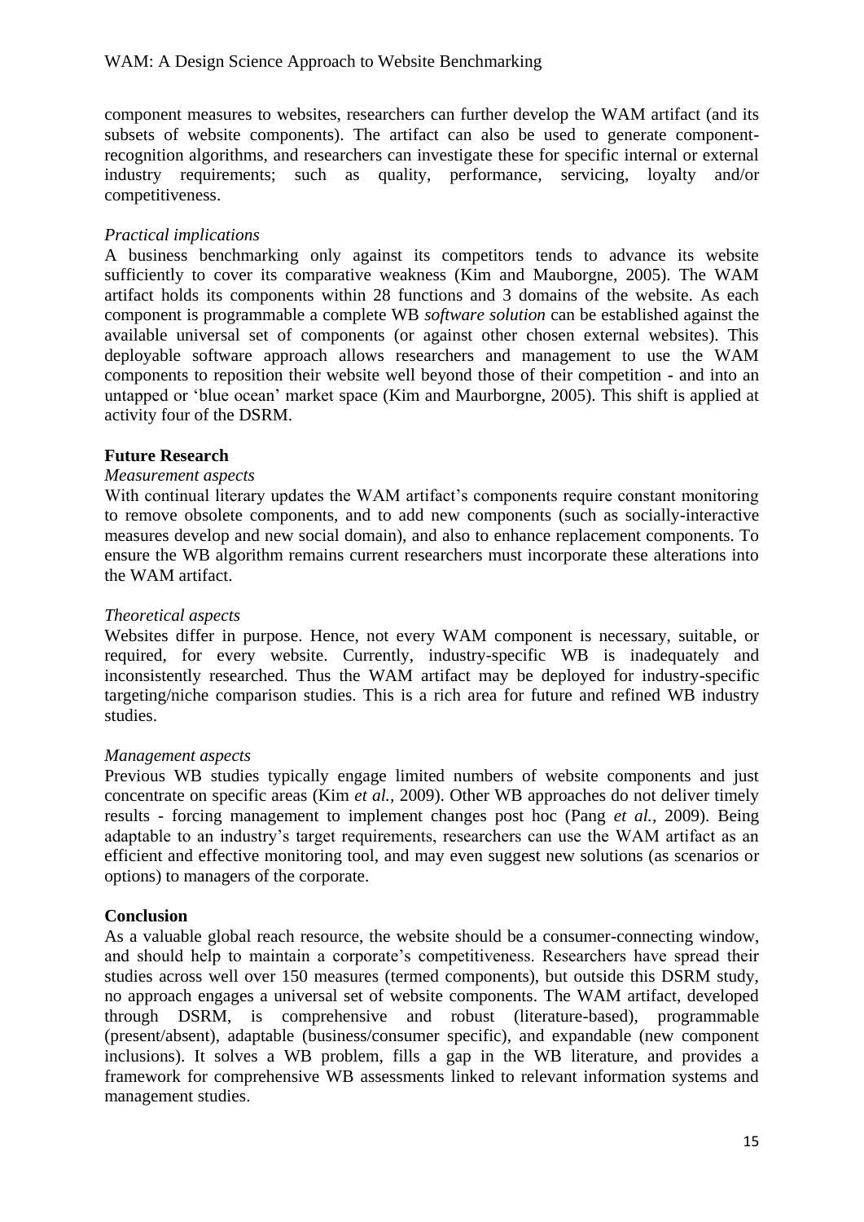component measures to websites, researchers can further develop the WAM artifact (and its subsets of website components). The artifact can also be used to generate component-recognition algorithms, and researchers can investigate these for specific internal or external industry requirements; such as quality, performance, servicing, loyalty and/or competitiveness.

*Practical implications*

A business benchmarking only against its competitors tends to advance its website sufficiently to cover its comparative weakness (Kim and Mauborgne, 2005). The WAM artifact holds its components within 28 functions and 3 domains of the website. As each component is programmable a complete WB *software solution* can be established against the available universal set of components (or against other chosen external websites). This deployable software approach allows researchers and management to use the WAM components to reposition their website well beyond those of their competition - and into an untapped or 'blue ocean' market space (Kim and Maurborgne, 2005). This shift is applied at activity four of the DSRM.

## Future Research

*Measurement aspects*

With continual literary updates the WAM artifact's components require constant monitoring to remove obsolete components, and to add new components (such as socially-interactive measures develop and new social domain), and also to enhance replacement components. To ensure the WB algorithm remains current researchers must incorporate these alterations into the WAM artifact.

*Theoretical aspects*

Websites differ in purpose. Hence, not every WAM component is necessary, suitable, or required, for every website. Currently, industry-specific WB is inadequately and inconsistently researched. Thus the WAM artifact may be deployed for industry-specific targeting/niche comparison studies. This is a rich area for future and refined WB industry studies.

*Management aspects*

Previous WB studies typically engage limited numbers of website components and just concentrate on specific areas (Kim *et al.*, 2009). Other WB approaches do not deliver timely results - forcing management to implement changes post hoc (Pang *et al.*, 2009). Being adaptable to an industry's target requirements, researchers can use the WAM artifact as an efficient and effective monitoring tool, and may even suggest new solutions (as scenarios or options) to managers of the corporate.

## Conclusion

As a valuable global reach resource, the website should be a consumer-connecting window, and should help to maintain a corporate's competitiveness. Researchers have spread their studies across well over 150 measures (termed components), but outside this DSRM study, no approach engages a universal set of website components. The WAM artifact, developed through DSRM, is comprehensive and robust (literature-based), programmable (present/absent), adaptable (business/consumer specific), and expandable (new component inclusions). It solves a WB problem, fills a gap in the WB literature, and provides a framework for comprehensive WB assessments linked to relevant information systems and management studies.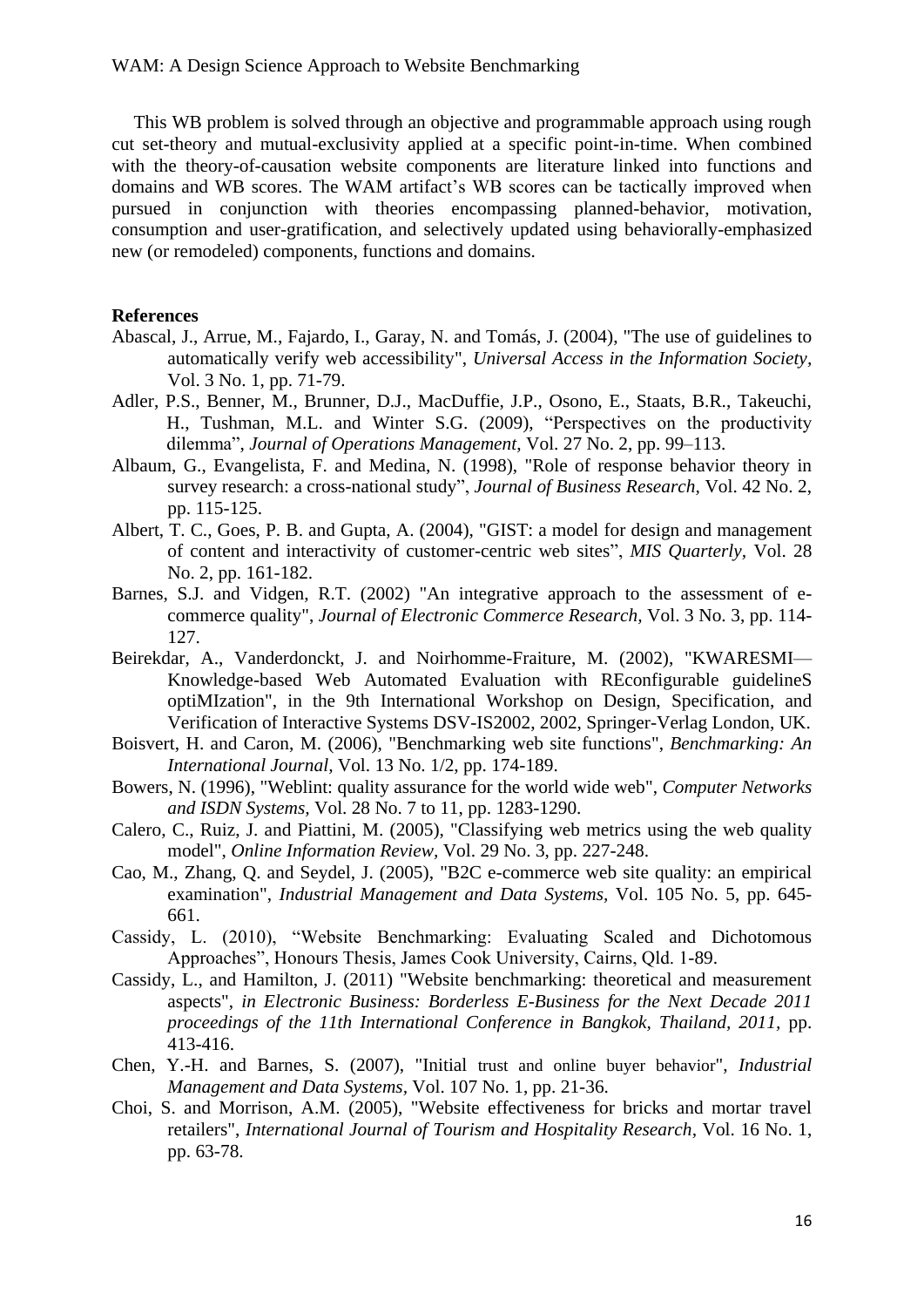This WB problem is solved through an objective and programmable approach using rough cut set-theory and mutual-exclusivity applied at a specific point-in-time. When combined with the theory-of-causation website components are literature linked into functions and domains and WB scores. The WAM artifact's WB scores can be tactically improved when pursued in conjunction with theories encompassing planned-behavior, motivation, consumption and user-gratification, and selectively updated using behaviorally-emphasized new (or remodeled) components, functions and domains.

**References**

Abascal, J., Arrue, M., Fajardo, I., Garay, N. and Tomás, J. (2004), "The use of guidelines to automatically verify web accessibility", *Universal Access in the Information Society*, Vol. 3 No. 1, pp. 71-79.

Adler, P.S., Benner, M., Brunner, D.J., MacDuffie, J.P., Osono, E., Staats, B.R., Takeuchi, H., Tushman, M.L. and Winter S.G. (2009), "Perspectives on the productivity dilemma", *Journal of Operations Management*, Vol. 27 No. 2, pp. 99–113.

Albaum, G., Evangelista, F. and Medina, N. (1998), "Role of response behavior theory in survey research: a cross-national study", *Journal of Business Research*, Vol. 42 No. 2, pp. 115-125.

Albert, T. C., Goes, P. B. and Gupta, A. (2004), "GIST: a model for design and management of content and interactivity of customer-centric web sites", *MIS Quarterly*, Vol. 28 No. 2, pp. 161-182.

Barnes, S.J. and Vidgen, R.T. (2002) "An integrative approach to the assessment of e-commerce quality", *Journal of Electronic Commerce Research*, Vol. 3 No. 3, pp. 114-127.

Beirekdar, A., Vanderdonckt, J. and Noirhomme-Fraiture, M. (2002), "KWARESMI—Knowledge-based Web Automated Evaluation with REconfigurable guidelineS optiMIzation", in the 9th International Workshop on Design, Specification, and Verification of Interactive Systems DSV-IS2002, 2002, Springer-Verlag London, UK.

Boisvert, H. and Caron, M. (2006), "Benchmarking web site functions", *Benchmarking: An International Journal*, Vol. 13 No. 1/2, pp. 174-189.

Bowers, N. (1996), "Weblint: quality assurance for the world wide web", *Computer Networks and ISDN Systems*, Vol. 28 No. 7 to 11, pp. 1283-1290.

Calero, C., Ruiz, J. and Piattini, M. (2005), "Classifying web metrics using the web quality model", *Online Information Review*, Vol. 29 No. 3, pp. 227-248.

Cao, M., Zhang, Q. and Seydel, J. (2005), "B2C e-commerce web site quality: an empirical examination", *Industrial Management and Data Systems*, Vol. 105 No. 5, pp. 645-661.

Cassidy, L. (2010), "Website Benchmarking: Evaluating Scaled and Dichotomous Approaches", Honours Thesis, James Cook University, Cairns, Qld. 1-89.

Cassidy, L., and Hamilton, J. (2011) "Website benchmarking: theoretical and measurement aspects", *in Electronic Business: Borderless E-Business for the Next Decade 2011 proceedings of the 11th International Conference in Bangkok, Thailand, 2011*, pp. 413-416.

Chen, Y.-H. and Barnes, S. (2007), "Initial trust and online buyer behavior", *Industrial Management and Data Systems*, Vol. 107 No. 1, pp. 21-36.

Choi, S. and Morrison, A.M. (2005), "Website effectiveness for bricks and mortar travel retailers", *International Journal of Tourism and Hospitality Research*, Vol. 16 No. 1, pp. 63-78.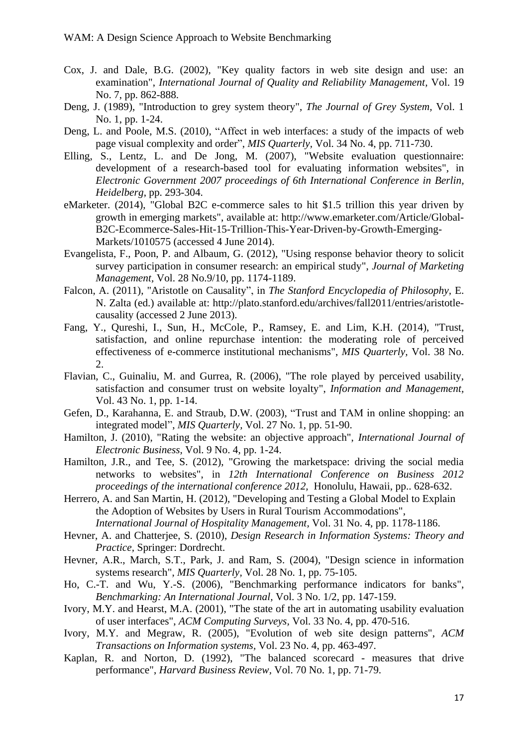Cox, J. and Dale, B.G. (2002), "Key quality factors in web site design and use: an examination", *International Journal of Quality and Reliability Management*, Vol. 19 No. 7, pp. 862-888.

Deng, J. (1989), "Introduction to grey system theory", *The Journal of Grey System*, Vol. 1 No. 1, pp. 1-24.

Deng, L. and Poole, M.S. (2010), "Affect in web interfaces: a study of the impacts of web page visual complexity and order", *MIS Quarterly*, Vol. 34 No. 4, pp. 711-730.

Elling, S., Lentz, L. and De Jong, M. (2007), "Website evaluation questionnaire: development of a research-based tool for evaluating information websites", in *Electronic Government 2007 proceedings of 6th International Conference in Berlin, Heidelberg*, pp. 293-304.

eMarketer. (2014), "Global B2C e-commerce sales to hit $1.5 trillion this year driven by growth in emerging markets", available at: http://www.emarketer.com/Article/Global-B2C-Ecommerce-Sales-Hit-15-Trillion-This-Year-Driven-by-Growth-Emerging-Markets/1010575 (accessed 4 June 2014).

Evangelista, F., Poon, P. and Albaum, G. (2012), "Using response behavior theory to solicit survey participation in consumer research: an empirical study", *Journal of Marketing Management*, Vol. 28 No.9/10, pp. 1174-1189.

Falcon, A. (2011), "Aristotle on Causality", in *The Stanford Encyclopedia of Philosophy*, E. N. Zalta (ed.) available at: http://plato.stanford.edu/archives/fall2011/entries/aristotle-causality (accessed 2 June 2013).

Fang, Y., Qureshi, I., Sun, H., McCole, P., Ramsey, E. and Lim, K.H. (2014), "Trust, satisfaction, and online repurchase intention: the moderating role of perceived effectiveness of e-commerce institutional mechanisms", *MIS Quarterly*, Vol. 38 No. 2.

Flavian, C., Guinaliu, M. and Gurrea, R. (2006), "The role played by perceived usability, satisfaction and consumer trust on website loyalty", *Information and Management*, Vol. 43 No. 1, pp. 1-14.

Gefen, D., Karahanna, E. and Straub, D.W. (2003), "Trust and TAM in online shopping: an integrated model", *MIS Quarterly*, Vol. 27 No. 1, pp. 51-90.

Hamilton, J. (2010), "Rating the website: an objective approach", *International Journal of Electronic Business*, Vol. 9 No. 4, pp. 1-24.

Hamilton, J.R., and Tee, S. (2012), "Growing the marketspace: driving the social media networks to websites", in *12th International Conference on Business 2012 proceedings of the international conference 2012*, Honolulu, Hawaii, pp.. 628-632.

Herrero, A. and San Martin, H. (2012), "Developing and Testing a Global Model to Explain the Adoption of Websites by Users in Rural Tourism Accommodations", *International Journal of Hospitality Management*, Vol. 31 No. 4, pp. 1178-1186.

Hevner, A. and Chatterjee, S. (2010), *Design Research in Information Systems: Theory and Practice*, Springer: Dordrecht.

Hevner, A.R., March, S.T., Park, J. and Ram, S. (2004), "Design science in information systems research", *MIS Quarterly*, Vol. 28 No. 1, pp. 75-105.

Ho, C.-T. and Wu, Y.-S. (2006), "Benchmarking performance indicators for banks", *Benchmarking: An International Journal*, Vol. 3 No. 1/2, pp. 147-159.

Ivory, M.Y. and Hearst, M.A. (2001), "The state of the art in automating usability evaluation of user interfaces", *ACM Computing Surveys*, Vol. 33 No. 4, pp. 470-516.

Ivory, M.Y. and Megraw, R. (2005), "Evolution of web site design patterns", *ACM Transactions on Information systems*, Vol. 23 No. 4, pp. 463-497.

Kaplan, R. and Norton, D. (1992), "The balanced scorecard - measures that drive performance", *Harvard Business Review*, Vol. 70 No. 1, pp. 71-79.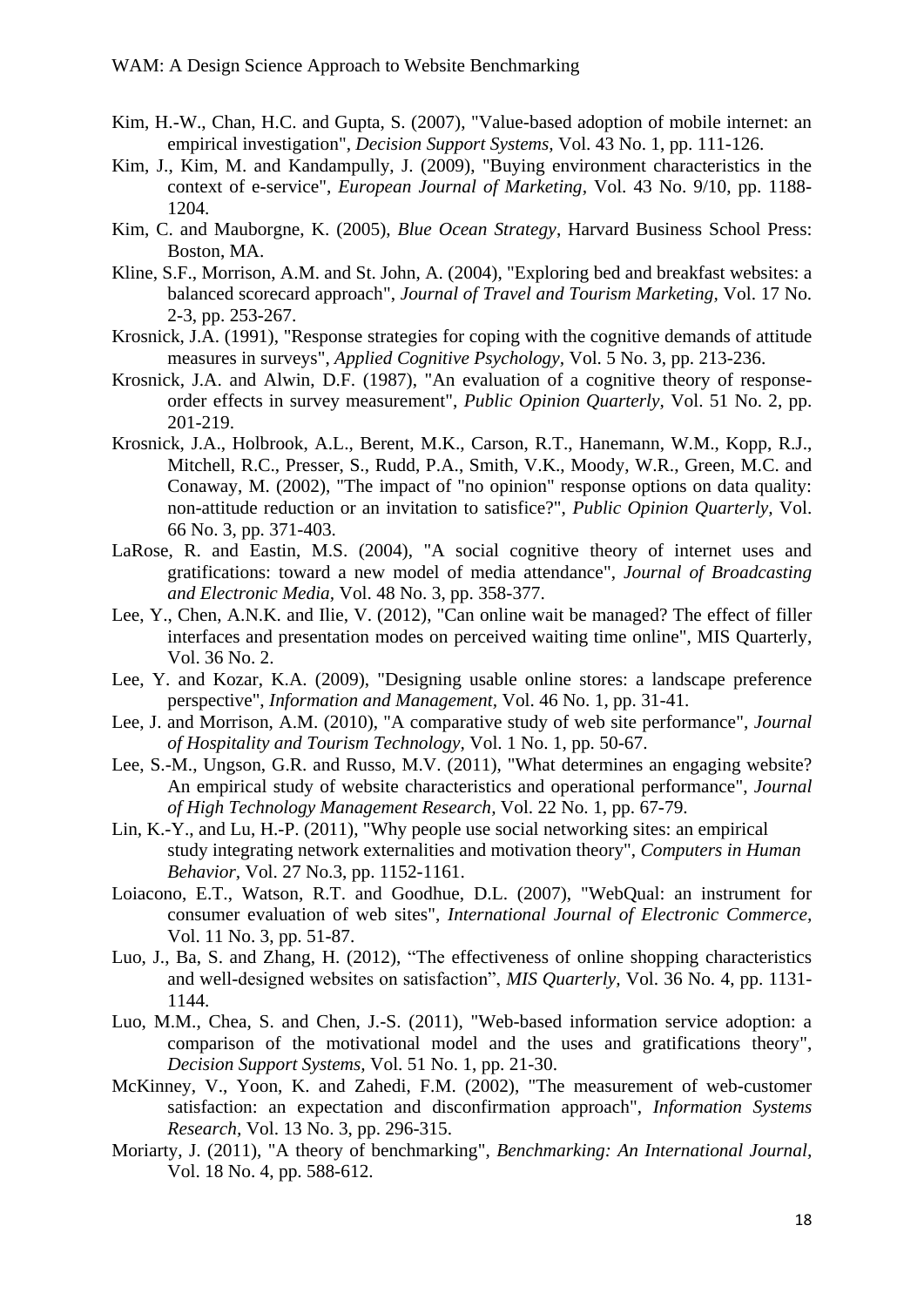Kim, H.-W., Chan, H.C. and Gupta, S. (2007), "Value-based adoption of mobile internet: an empirical investigation", *Decision Support Systems,* Vol. 43 No. 1, pp. 111-126.

Kim, J., Kim, M. and Kandampully, J. (2009), "Buying environment characteristics in the context of e-service", *European Journal of Marketing,* Vol. 43 No. 9/10, pp. 1188-1204.

Kim, C. and Mauborgne, K. (2005), *Blue Ocean Strategy*, Harvard Business School Press: Boston, MA.

Kline, S.F., Morrison, A.M. and St. John, A. (2004), "Exploring bed and breakfast websites: a balanced scorecard approach", *Journal of Travel and Tourism Marketing,* Vol. 17 No. 2-3, pp. 253-267.

Krosnick, J.A. (1991), "Response strategies for coping with the cognitive demands of attitude measures in surveys", *Applied Cognitive Psychology,* Vol. 5 No. 3, pp. 213-236.

Krosnick, J.A. and Alwin, D.F. (1987), "An evaluation of a cognitive theory of response-order effects in survey measurement", *Public Opinion Quarterly,* Vol. 51 No. 2, pp. 201-219.

Krosnick, J.A., Holbrook, A.L., Berent, M.K., Carson, R.T., Hanemann, W.M., Kopp, R.J., Mitchell, R.C., Presser, S., Rudd, P.A., Smith, V.K., Moody, W.R., Green, M.C. and Conaway, M. (2002), "The impact of "no opinion" response options on data quality: non-attitude reduction or an invitation to satisfice?", *Public Opinion Quarterly,* Vol. 66 No. 3, pp. 371-403.

LaRose, R. and Eastin, M.S. (2004), "A social cognitive theory of internet uses and gratifications: toward a new model of media attendance", *Journal of Broadcasting and Electronic Media,* Vol. 48 No. 3, pp. 358-377.

Lee, Y., Chen, A.N.K. and Ilie, V. (2012), "Can online wait be managed? The effect of filler interfaces and presentation modes on perceived waiting time online", MIS Quarterly, Vol. 36 No. 2.

Lee, Y. and Kozar, K.A. (2009), "Designing usable online stores: a landscape preference perspective", *Information and Management,* Vol. 46 No. 1, pp. 31-41.

Lee, J. and Morrison, A.M. (2010), "A comparative study of web site performance", *Journal of Hospitality and Tourism Technology,* Vol. 1 No. 1, pp. 50-67.

Lee, S.-M., Ungson, G.R. and Russo, M.V. (2011), "What determines an engaging website? An empirical study of website characteristics and operational performance", *Journal of High Technology Management Research,* Vol. 22 No. 1, pp. 67-79.

Lin, K.-Y., and Lu, H.-P. (2011), "Why people use social networking sites: an empirical study integrating network externalities and motivation theory", *Computers in Human Behavior,* Vol. 27 No.3, pp. 1152-1161.

Loiacono, E.T., Watson, R.T. and Goodhue, D.L. (2007), "WebQual: an instrument for consumer evaluation of web sites", *International Journal of Electronic Commerce,* Vol. 11 No. 3, pp. 51-87.

Luo, J., Ba, S. and Zhang, H. (2012), "The effectiveness of online shopping characteristics and well-designed websites on satisfaction", *MIS Quarterly,* Vol. 36 No. 4, pp. 1131-1144.

Luo, M.M., Chea, S. and Chen, J.-S. (2011), "Web-based information service adoption: a comparison of the motivational model and the uses and gratifications theory", *Decision Support Systems,* Vol. 51 No. 1, pp. 21-30.

McKinney, V., Yoon, K. and Zahedi, F.M. (2002), "The measurement of web-customer satisfaction: an expectation and disconfirmation approach", *Information Systems Research,* Vol. 13 No. 3, pp. 296-315.

Moriarty, J. (2011), "A theory of benchmarking", *Benchmarking: An International Journal,* Vol. 18 No. 4, pp. 588-612.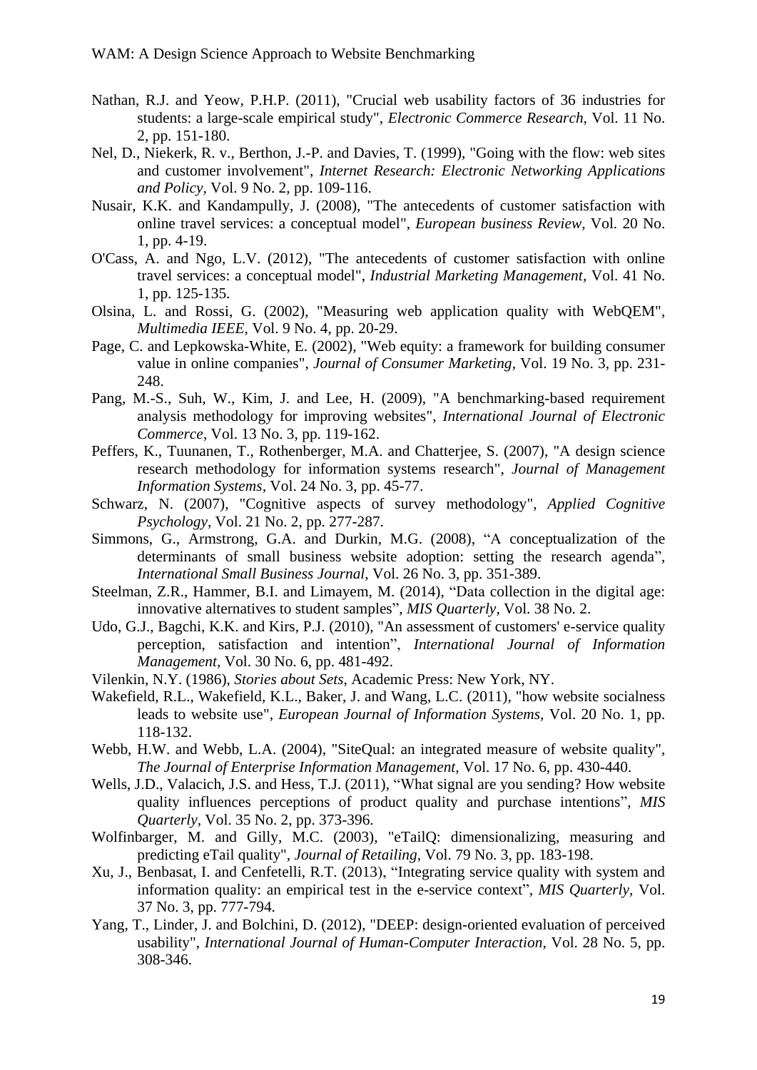Nathan, R.J. and Yeow, P.H.P. (2011), "Crucial web usability factors of 36 industries for students: a large-scale empirical study", *Electronic Commerce Research*, Vol. 11 No. 2, pp. 151-180.

Nel, D., Niekerk, R. v., Berthon, J.-P. and Davies, T. (1999), "Going with the flow: web sites and customer involvement", *Internet Research: Electronic Networking Applications and Policy*, Vol. 9 No. 2, pp. 109-116.

Nusair, K.K. and Kandampully, J. (2008), "The antecedents of customer satisfaction with online travel services: a conceptual model", *European business Review*, Vol. 20 No. 1, pp. 4-19.

O'Cass, A. and Ngo, L.V. (2012), "The antecedents of customer satisfaction with online travel services: a conceptual model", *Industrial Marketing Management*, Vol. 41 No. 1, pp. 125-135.

Olsina, L. and Rossi, G. (2002), "Measuring web application quality with WebQEM", *Multimedia IEEE*, Vol. 9 No. 4, pp. 20-29.

Page, C. and Lepkowska-White, E. (2002), "Web equity: a framework for building consumer value in online companies", *Journal of Consumer Marketing*, Vol. 19 No. 3, pp. 231-248.

Pang, M.-S., Suh, W., Kim, J. and Lee, H. (2009), "A benchmarking-based requirement analysis methodology for improving websites", *International Journal of Electronic Commerce*, Vol. 13 No. 3, pp. 119-162.

Peffers, K., Tuunanen, T., Rothenberger, M.A. and Chatterjee, S. (2007), "A design science research methodology for information systems research", *Journal of Management Information Systems*, Vol. 24 No. 3, pp. 45-77.

Schwarz, N. (2007), "Cognitive aspects of survey methodology", *Applied Cognitive Psychology*, Vol. 21 No. 2, pp. 277-287.

Simmons, G., Armstrong, G.A. and Durkin, M.G. (2008), "A conceptualization of the determinants of small business website adoption: setting the research agenda", *International Small Business Journal*, Vol. 26 No. 3, pp. 351-389.

Steelman, Z.R., Hammer, B.I. and Limayem, M. (2014), "Data collection in the digital age: innovative alternatives to student samples", *MIS Quarterly*, Vol. 38 No. 2.

Udo, G.J., Bagchi, K.K. and Kirs, P.J. (2010), "An assessment of customers' e-service quality perception, satisfaction and intention", *International Journal of Information Management*, Vol. 30 No. 6, pp. 481-492.

Vilenkin, N.Y. (1986), *Stories about Sets*, Academic Press: New York, NY.

Wakefield, R.L., Wakefield, K.L., Baker, J. and Wang, L.C. (2011), "how website socialness leads to website use", *European Journal of Information Systems*, Vol. 20 No. 1, pp. 118-132.

Webb, H.W. and Webb, L.A. (2004), "SiteQual: an integrated measure of website quality", *The Journal of Enterprise Information Management*, Vol. 17 No. 6, pp. 430-440.

Wells, J.D., Valacich, J.S. and Hess, T.J. (2011), "What signal are you sending? How website quality influences perceptions of product quality and purchase intentions", *MIS Quarterly*, Vol. 35 No. 2, pp. 373-396.

Wolfinbarger, M. and Gilly, M.C. (2003), "eTailQ: dimensionalizing, measuring and predicting eTail quality", *Journal of Retailing*, Vol. 79 No. 3, pp. 183-198.

Xu, J., Benbasat, I. and Cenfetelli, R.T. (2013), "Integrating service quality with system and information quality: an empirical test in the e-service context", *MIS Quarterly*, Vol. 37 No. 3, pp. 777-794.

Yang, T., Linder, J. and Bolchini, D. (2012), "DEEP: design-oriented evaluation of perceived usability", *International Journal of Human-Computer Interaction*, Vol. 28 No. 5, pp. 308-346.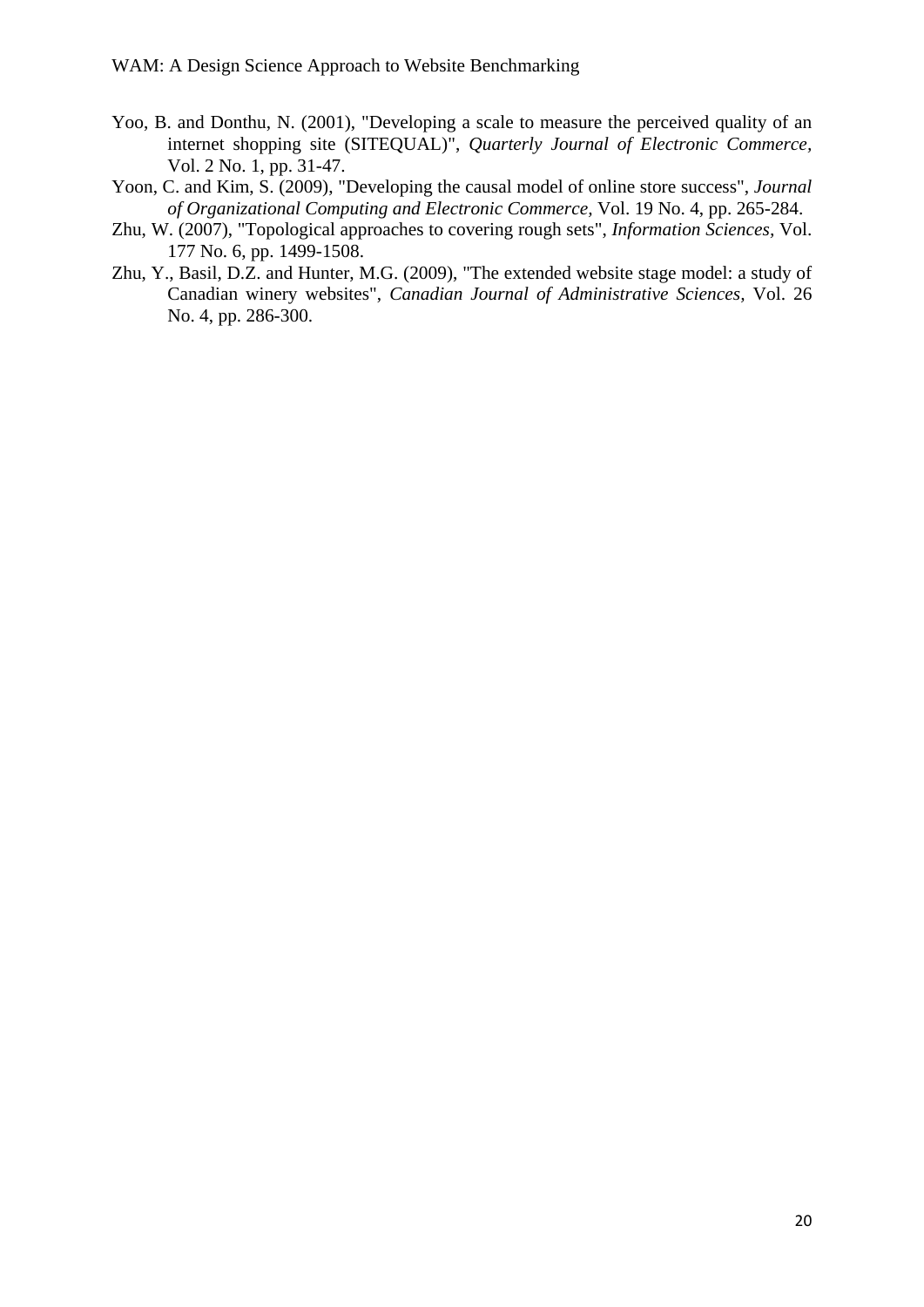Yoo, B. and Donthu, N. (2001), "Developing a scale to measure the perceived quality of an internet shopping site (SITEQUAL)", *Quarterly Journal of Electronic Commerce*, Vol. 2 No. 1, pp. 31-47.

Yoon, C. and Kim, S. (2009), "Developing the causal model of online store success", *Journal of Organizational Computing and Electronic Commerce*, Vol. 19 No. 4, pp. 265-284.

Zhu, W. (2007), "Topological approaches to covering rough sets", *Information Sciences*, Vol. 177 No. 6, pp. 1499-1508.

Zhu, Y., Basil, D.Z. and Hunter, M.G. (2009), "The extended website stage model: a study of Canadian winery websites", *Canadian Journal of Administrative Sciences*, Vol. 26 No. 4, pp. 286-300.